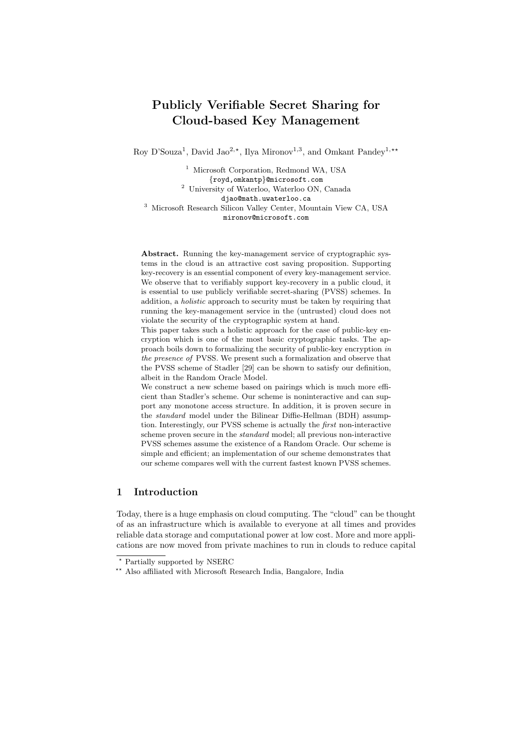# Publicly Verifiable Secret Sharing for Cloud-based Key Management

Roy D'Souza[1], David Jao[2,⋆], Ilya Mironov[1,3], and Omkant Pandey[1,⋆⋆]

[1] Microsoft Corporation, Redmond WA, USA
{royd,omkantp}@microsoft.com
[2] University of Waterloo, Waterloo ON, Canada
djao@math.uwaterloo.ca
[3] Microsoft Research Silicon Valley Center, Mountain View CA, USA
mironov@microsoft.com

**Abstract.** Running the key-management service of cryptographic systems in the cloud is an attractive cost saving proposition. Supporting key-recovery is an essential component of every key-management service. We observe that to verifiably support key-recovery in a public cloud, it is essential to use publicly verifiable secret-sharing (PVSS) schemes. In addition, a *holistic* approach to security must be taken by requiring that running the key-management service in the (untrusted) cloud does not violate the security of the cryptographic system at hand.

This paper takes such a holistic approach for the case of public-key encryption which is one of the most basic cryptographic tasks. The approach boils down to formalizing the security of public-key encryption *in the presence of* PVSS. We present such a formalization and observe that the PVSS scheme of Stadler [29] can be shown to satisfy our definition, albeit in the Random Oracle Model.

We construct a new scheme based on pairings which is much more efficient than Stadler's scheme. Our scheme is noninteractive and can support any monotone access structure. In addition, it is proven secure in the *standard* model under the Bilinear Diffie-Hellman (BDH) assumption. Interestingly, our PVSS scheme is actually the *first* non-interactive scheme proven secure in the *standard* model; all previous non-interactive PVSS schemes assume the existence of a Random Oracle. Our scheme is simple and efficient; an implementation of our scheme demonstrates that our scheme compares well with the current fastest known PVSS schemes.

## 1 Introduction

Today, there is a huge emphasis on cloud computing. The "cloud" can be thought of as an infrastructure which is available to everyone at all times and provides reliable data storage and computational power at low cost. More and more applications are now moved from private machines to run in clouds to reduce capital

⋆ Partially supported by NSERC

⋆⋆ Also affiliated with Microsoft Research India, Bangalore, India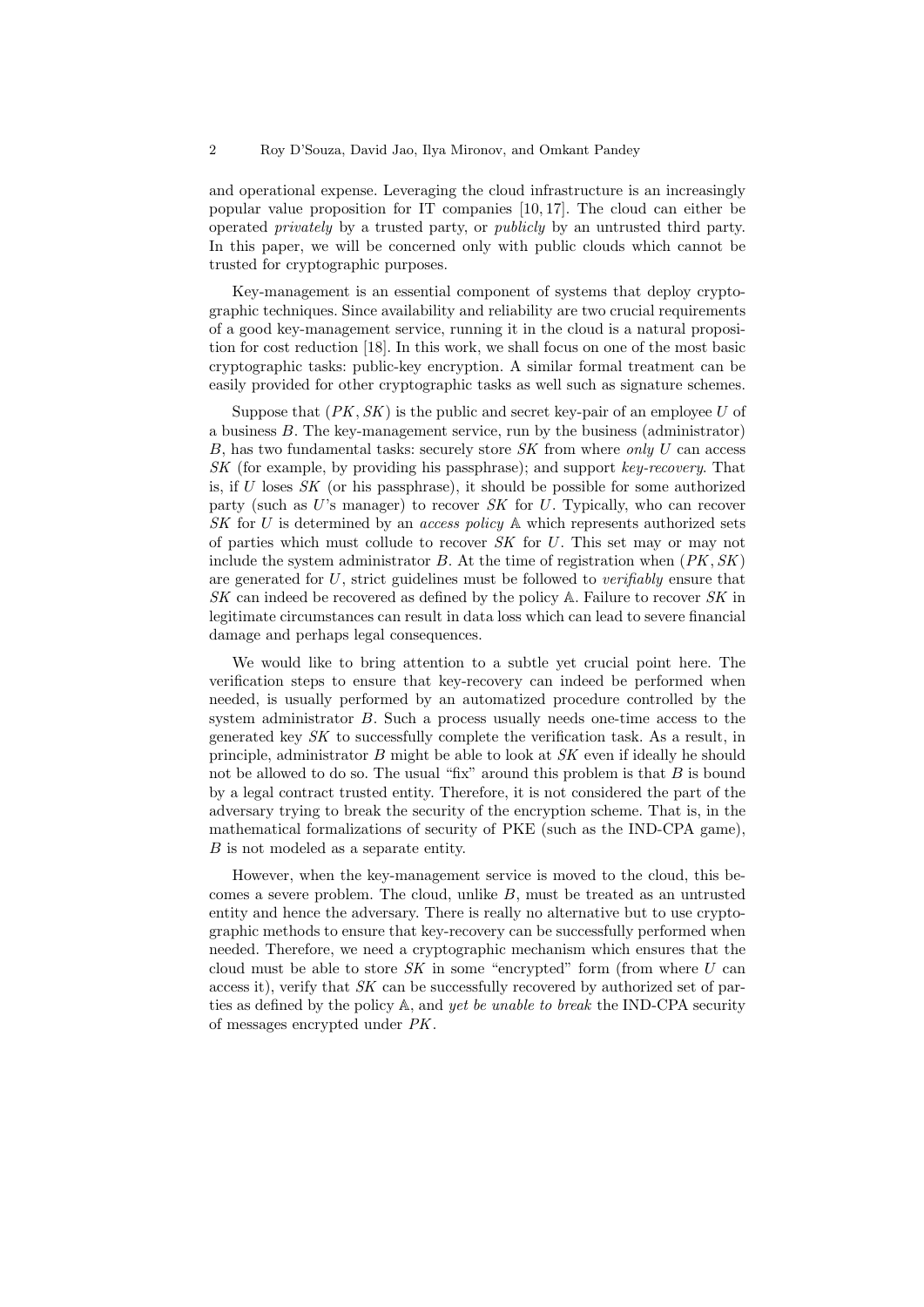and operational expense. Leveraging the cloud infrastructure is an increasingly popular value proposition for IT companies [10, 17]. The cloud can either be operated *privately* by a trusted party, or *publicly* by an untrusted third party. In this paper, we will be concerned only with public clouds which cannot be trusted for cryptographic purposes.

Key-management is an essential component of systems that deploy cryptographic techniques. Since availability and reliability are two crucial requirements of a good key-management service, running it in the cloud is a natural proposition for cost reduction [18]. In this work, we shall focus on one of the most basic cryptographic tasks: public-key encryption. A similar formal treatment can be easily provided for other cryptographic tasks as well such as signature schemes.

Suppose that $(PK, SK)$ is the public and secret key-pair of an employee $U$ of a business $B$. The key-management service, run by the business (administrator) $B$, has two fundamental tasks: securely store $SK$ from where *only* $U$ can access $SK$ (for example, by providing his passphrase); and support *key-recovery*. That is, if $U$ loses $SK$ (or his passphrase), it should be possible for some authorized party (such as $U$'s manager) to recover $SK$ for $U$. Typically, who can recover $SK$ for $U$ is determined by an *access policy* $\mathbb{A}$ which represents authorized sets of parties which must collude to recover $SK$ for $U$. This set may or may not include the system administrator $B$. At the time of registration when $(PK, SK)$ are generated for $U$, strict guidelines must be followed to *verifiably* ensure that $SK$ can indeed be recovered as defined by the policy $\mathbb{A}$. Failure to recover $SK$ in legitimate circumstances can result in data loss which can lead to severe financial damage and perhaps legal consequences.

We would like to bring attention to a subtle yet crucial point here. The verification steps to ensure that key-recovery can indeed be performed when needed, is usually performed by an automatized procedure controlled by the system administrator $B$. Such a process usually needs one-time access to the generated key $SK$ to successfully complete the verification task. As a result, in principle, administrator $B$ might be able to look at $SK$ even if ideally he should not be allowed to do so. The usual "fix" around this problem is that $B$ is bound by a legal contract trusted entity. Therefore, it is not considered the part of the adversary trying to break the security of the encryption scheme. That is, in the mathematical formalizations of security of PKE (such as the IND-CPA game), $B$ is not modeled as a separate entity.

However, when the key-management service is moved to the cloud, this becomes a severe problem. The cloud, unlike $B$, must be treated as an untrusted entity and hence the adversary. There is really no alternative but to use cryptographic methods to ensure that key-recovery can be successfully performed when needed. Therefore, we need a cryptographic mechanism which ensures that the cloud must be able to store $SK$ in some "encrypted" form (from where $U$ can access it), verify that $SK$ can be successfully recovered by authorized set of parties as defined by the policy $\mathbb{A}$, and *yet be unable to break* the IND-CPA security of messages encrypted under $PK$.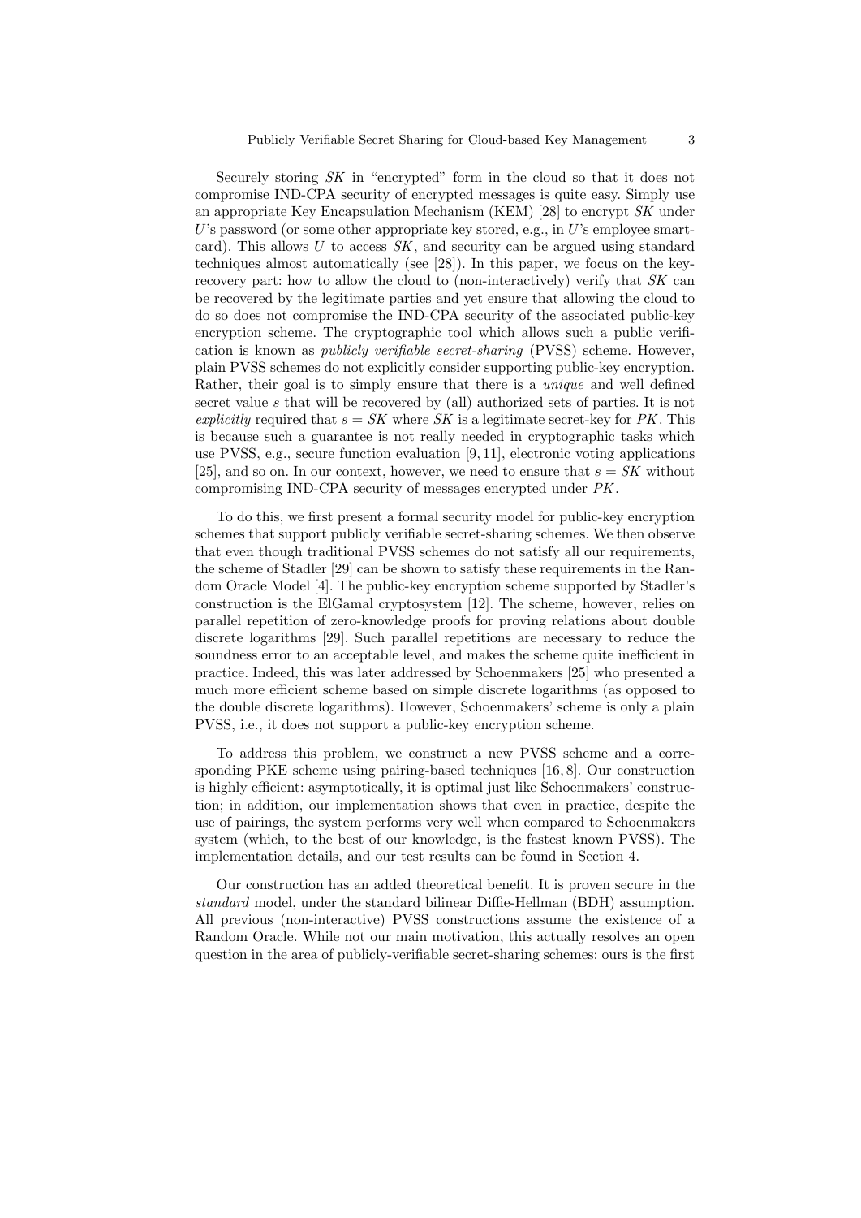Securely storing $SK$ in "encrypted" form in the cloud so that it does not compromise IND-CPA security of encrypted messages is quite easy. Simply use an appropriate Key Encapsulation Mechanism (KEM) [28] to encrypt $SK$ under $U$'s password (or some other appropriate key stored, e.g., in $U$'s employee smartcard). This allows $U$ to access $SK$, and security can be argued using standard techniques almost automatically (see [28]). In this paper, we focus on the key-recovery part: how to allow the cloud to (non-interactively) verify that $SK$ can be recovered by the legitimate parties and yet ensure that allowing the cloud to do so does not compromise the IND-CPA security of the associated public-key encryption scheme. The cryptographic tool which allows such a public verification is known as *publicly verifiable secret-sharing* (PVSS) scheme. However, plain PVSS schemes do not explicitly consider supporting public-key encryption. Rather, their goal is to simply ensure that there is a *unique* and well defined secret value $s$ that will be recovered by (all) authorized sets of parties. It is not *explicitly* required that $s = SK$ where $SK$ is a legitimate secret-key for $PK$. This is because such a guarantee is not really needed in cryptographic tasks which use PVSS, e.g., secure function evaluation [9, 11], electronic voting applications [25], and so on. In our context, however, we need to ensure that $s = SK$ without compromising IND-CPA security of messages encrypted under $PK$.

To do this, we first present a formal security model for public-key encryption schemes that support publicly verifiable secret-sharing schemes. We then observe that even though traditional PVSS schemes do not satisfy all our requirements, the scheme of Stadler [29] can be shown to satisfy these requirements in the Random Oracle Model [4]. The public-key encryption scheme supported by Stadler's construction is the ElGamal cryptosystem [12]. The scheme, however, relies on parallel repetition of zero-knowledge proofs for proving relations about double discrete logarithms [29]. Such parallel repetitions are necessary to reduce the soundness error to an acceptable level, and makes the scheme quite inefficient in practice. Indeed, this was later addressed by Schoenmakers [25] who presented a much more efficient scheme based on simple discrete logarithms (as opposed to the double discrete logarithms). However, Schoenmakers' scheme is only a plain PVSS, i.e., it does not support a public-key encryption scheme.

To address this problem, we construct a new PVSS scheme and a corresponding PKE scheme using pairing-based techniques [16, 8]. Our construction is highly efficient: asymptotically, it is optimal just like Schoenmakers' construction; in addition, our implementation shows that even in practice, despite the use of pairings, the system performs very well when compared to Schoenmakers system (which, to the best of our knowledge, is the fastest known PVSS). The implementation details, and our test results can be found in Section 4.

Our construction has an added theoretical benefit. It is proven secure in the *standard* model, under the standard bilinear Diffie-Hellman (BDH) assumption. All previous (non-interactive) PVSS constructions assume the existence of a Random Oracle. While not our main motivation, this actually resolves an open question in the area of publicly-verifiable secret-sharing schemes: ours is the first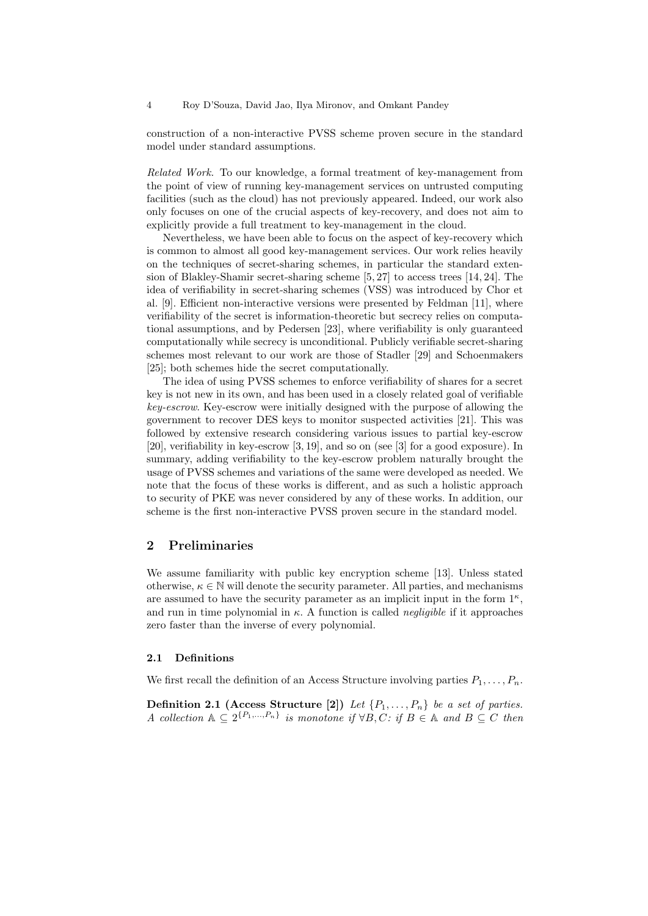construction of a non-interactive PVSS scheme proven secure in the standard model under standard assumptions.

*Related Work.* To our knowledge, a formal treatment of key-management from the point of view of running key-management services on untrusted computing facilities (such as the cloud) has not previously appeared. Indeed, our work also only focuses on one of the crucial aspects of key-recovery, and does not aim to explicitly provide a full treatment to key-management in the cloud.

Nevertheless, we have been able to focus on the aspect of key-recovery which is common to almost all good key-management services. Our work relies heavily on the techniques of secret-sharing schemes, in particular the standard extension of Blakley-Shamir secret-sharing scheme [5, 27] to access trees [14, 24]. The idea of verifiability in secret-sharing schemes (VSS) was introduced by Chor et al. [9]. Efficient non-interactive versions were presented by Feldman [11], where verifiability of the secret is information-theoretic but secrecy relies on computational assumptions, and by Pedersen [23], where verifiability is only guaranteed computationally while secrecy is unconditional. Publicly verifiable secret-sharing schemes most relevant to our work are those of Stadler [29] and Schoenmakers [25]; both schemes hide the secret computationally.

The idea of using PVSS schemes to enforce verifiability of shares for a secret key is not new in its own, and has been used in a closely related goal of verifiable *key-escrow*. Key-escrow were initially designed with the purpose of allowing the government to recover DES keys to monitor suspected activities [21]. This was followed by extensive research considering various issues to partial key-escrow [20], verifiability in key-escrow [3, 19], and so on (see [3] for a good exposure). In summary, adding verifiability to the key-escrow problem naturally brought the usage of PVSS schemes and variations of the same were developed as needed. We note that the focus of these works is different, and as such a holistic approach to security of PKE was never considered by any of these works. In addition, our scheme is the first non-interactive PVSS proven secure in the standard model.

## 2 Preliminaries

We assume familiarity with public key encryption scheme [13]. Unless stated otherwise, $\kappa \in \mathbb{N}$ will denote the security parameter. All parties, and mechanisms are assumed to have the security parameter as an implicit input in the form $1^\kappa$, and run in time polynomial in $\kappa$. A function is called *negligible* if it approaches zero faster than the inverse of every polynomial.

### 2.1 Definitions

We first recall the definition of an Access Structure involving parties $P_1, \ldots, P_n$.

**Definition 2.1 (Access Structure [2])** *Let $\{P_1, \ldots, P_n\}$ be a set of parties. A collection $\mathbb{A} \subseteq 2^{\{P_1,\ldots,P_n\}}$ is monotone if $\forall B, C$: if $B \in \mathbb{A}$ and $B \subseteq C$ then*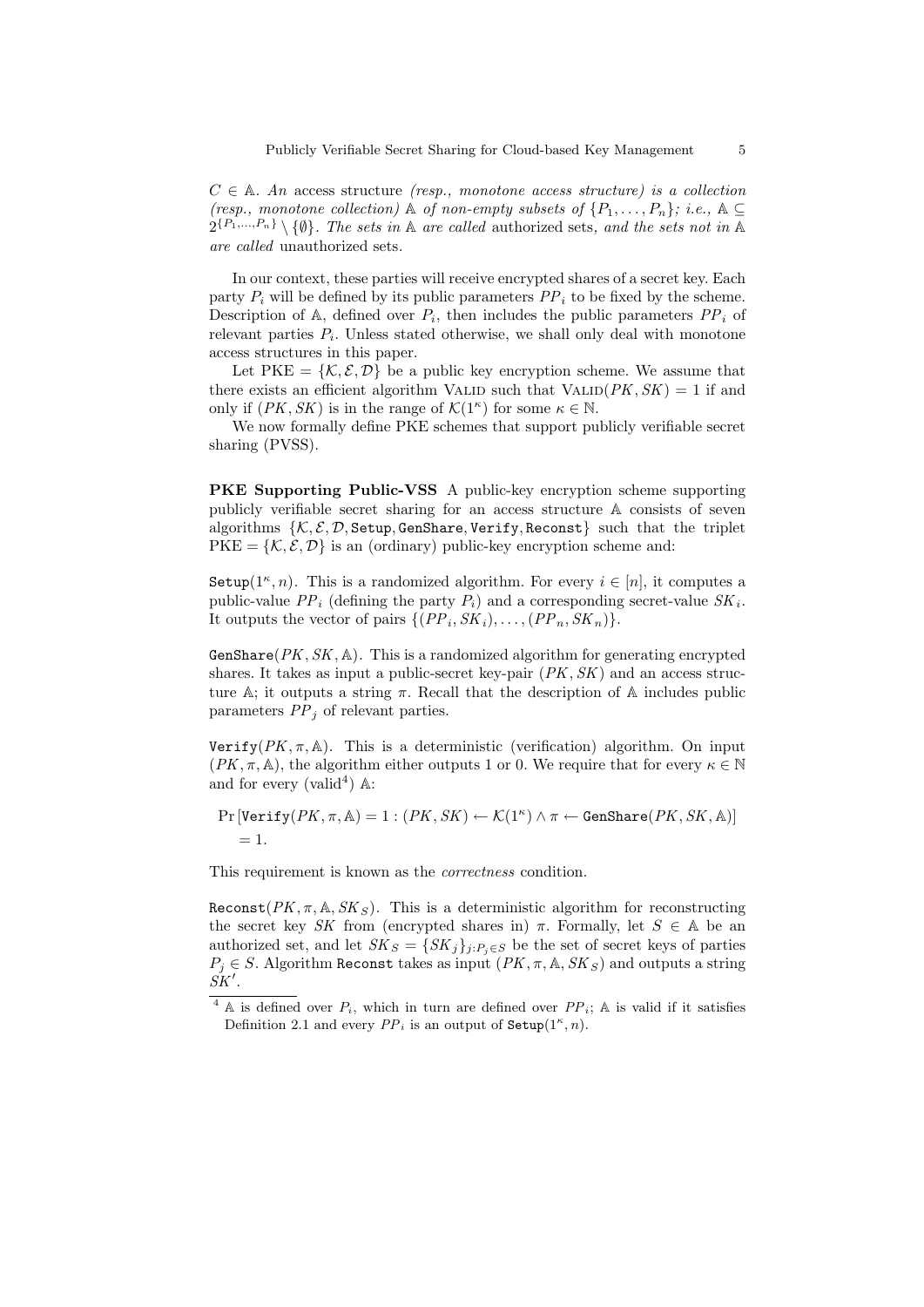$C \in \mathbb{A}$. *An* access structure *(resp., monotone access structure) is a collection (resp., monotone collection)* $\mathbb{A}$ *of non-empty subsets of* $\{P_1, \ldots, P_n\}$*; i.e.,* $\mathbb{A} \subseteq 2^{\{P_1,\ldots,P_n\}} \setminus \{\emptyset\}$*. The sets in* $\mathbb{A}$ *are called* authorized sets*, and the sets not in* $\mathbb{A}$ *are called* unauthorized sets.

In our context, these parties will receive encrypted shares of a secret key. Each party $P_i$ will be defined by its public parameters $PP_i$ to be fixed by the scheme. Description of $\mathbb{A}$, defined over $P_i$, then includes the public parameters $PP_i$ of relevant parties $P_i$. Unless stated otherwise, we shall only deal with monotone access structures in this paper.

Let $\text{PKE} = \{\mathcal{K}, \mathcal{E}, \mathcal{D}\}$ be a public key encryption scheme. We assume that there exists an efficient algorithm VALID such that $\text{VALID}(PK, SK) = 1$ if and only if $(PK, SK)$ is in the range of $\mathcal{K}(1^\kappa)$ for some $\kappa \in \mathbb{N}$.

We now formally define PKE schemes that support publicly verifiable secret sharing (PVSS).

**PKE Supporting Public-VSS** A public-key encryption scheme supporting publicly verifiable secret sharing for an access structure $\mathbb{A}$ consists of seven algorithms $\{\mathcal{K}, \mathcal{E}, \mathcal{D}, \texttt{Setup}, \texttt{GenShare}, \texttt{Verify}, \texttt{Reconst}\}$ such that the triplet $\text{PKE} = \{\mathcal{K}, \mathcal{E}, \mathcal{D}\}$ is an (ordinary) public-key encryption scheme and:

$\texttt{Setup}(1^\kappa, n)$. This is a randomized algorithm. For every $i \in [n]$, it computes a public-value $PP_i$ (defining the party $P_i$) and a corresponding secret-value $SK_i$. It outputs the vector of pairs $\{(PP_i, SK_i), \ldots, (PP_n, SK_n)\}$.

$\texttt{GenShare}(PK, SK, \mathbb{A})$. This is a randomized algorithm for generating encrypted shares. It takes as input a public-secret key-pair $(PK, SK)$ and an access structure $\mathbb{A}$; it outputs a string $\pi$. Recall that the description of $\mathbb{A}$ includes public parameters $PP_j$ of relevant parties.

$\texttt{Verify}(PK, \pi, \mathbb{A})$. This is a deterministic (verification) algorithm. On input $(PK, \pi, \mathbb{A})$, the algorithm either outputs 1 or 0. We require that for every $\kappa \in \mathbb{N}$ and for every (valid[4]) $\mathbb{A}$:

$$\Pr\left[\texttt{Verify}(PK, \pi, \mathbb{A}) = 1 : (PK, SK) \leftarrow \mathcal{K}(1^\kappa) \wedge \pi \leftarrow \texttt{GenShare}(PK, SK, \mathbb{A})\right] = 1.$$

This requirement is known as the *correctness* condition.

$\texttt{Reconst}(PK, \pi, \mathbb{A}, SK_S)$. This is a deterministic algorithm for reconstructing the secret key $SK$ from (encrypted shares in) $\pi$. Formally, let $S \in \mathbb{A}$ be an authorized set, and let $SK_S = \{SK_j\}_{j:P_j \in S}$ be the set of secret keys of parties $P_j \in S$. Algorithm Reconst takes as input $(PK, \pi, \mathbb{A}, SK_S)$ and outputs a string $SK'$.

[4] $\mathbb{A}$ is defined over $P_i$, which in turn are defined over $PP_i$; $\mathbb{A}$ is valid if it satisfies Definition 2.1 and every $PP_i$ is an output of $\texttt{Setup}(1^\kappa, n)$.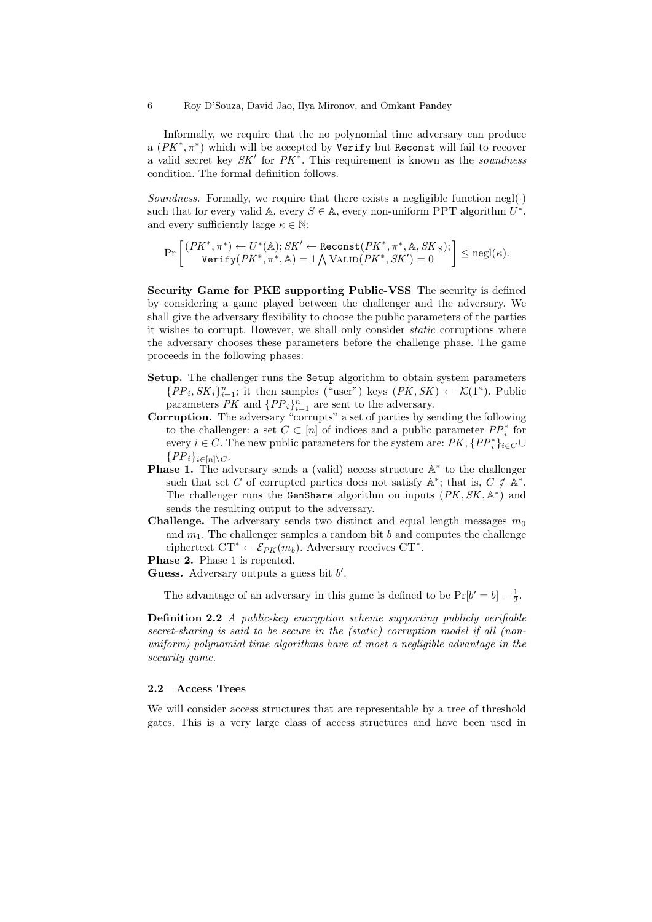Informally, we require that the no polynomial time adversary can produce a $(PK^*, \pi^*)$ which will be accepted by `Verify` but `Reconst` will fail to recover a valid secret key $SK'$ for $PK^*$. This requirement is known as the *soundness* condition. The formal definition follows.

*Soundness.* Formally, we require that there exists a negligible function $\text{negl}(\cdot)$ such that for every valid $\mathbb{A}$, every $S \in \mathbb{A}$, every non-uniform PPT algorithm $U^*$, and every sufficiently large $\kappa \in \mathbb{N}$:

$$\Pr\left[\begin{array}{c}(PK^*, \pi^*) \leftarrow U^*(\mathbb{A}); SK' \leftarrow \texttt{Reconst}(PK^*, \pi^*, \mathbb{A}, SK_S); \\ \texttt{Verify}(PK^*, \pi^*, \mathbb{A}) = 1 \bigwedge \textsc{Valid}(PK^*, SK') = 0\end{array}\right] \leq \text{negl}(\kappa).$$

**Security Game for PKE supporting Public-VSS** The security is defined by considering a game played between the challenger and the adversary. We shall give the adversary flexibility to choose the public parameters of the parties it wishes to corrupt. However, we shall only consider *static* corruptions where the adversary chooses these parameters before the challenge phase. The game proceeds in the following phases:

- **Setup.** The challenger runs the `Setup` algorithm to obtain system parameters $\{PP_i, SK_i\}_{i=1}^n$; it then samples ("user") keys $(PK, SK) \leftarrow \mathcal{K}(1^\kappa)$. Public parameters $PK$ and $\{PP_i\}_{i=1}^n$ are sent to the adversary.
- **Corruption.** The adversary "corrupts" a set of parties by sending the following to the challenger: a set $C \subset [n]$ of indices and a public parameter $PP_i^*$ for every $i \in C$. The new public parameters for the system are: $PK, \{PP_i^*\}_{i \in C} \cup \{PP_i\}_{i \in [n] \setminus C}$.
- **Phase 1.** The adversary sends a (valid) access structure $\mathbb{A}^*$ to the challenger such that set $C$ of corrupted parties does not satisfy $\mathbb{A}^*$; that is, $C \notin \mathbb{A}^*$. The challenger runs the `GenShare` algorithm on inputs $(PK, SK, \mathbb{A}^*)$ and sends the resulting output to the adversary.
- **Challenge.** The adversary sends two distinct and equal length messages $m_0$ and $m_1$. The challenger samples a random bit $b$ and computes the challenge ciphertext $\text{CT}^* \leftarrow \mathcal{E}_{PK}(m_b)$. Adversary receives $\text{CT}^*$.
- **Phase 2.** Phase 1 is repeated.
- **Guess.** Adversary outputs a guess bit $b'$.

The advantage of an adversary in this game is defined to be $\Pr[b' = b] - \frac{1}{2}$.

**Definition 2.2** *A public-key encryption scheme supporting publicly verifiable secret-sharing is said to be secure in the (static) corruption model if all (non-uniform) polynomial time algorithms have at most a negligible advantage in the security game.*

### 2.2 Access Trees

We will consider access structures that are representable by a tree of threshold gates. This is a very large class of access structures and have been used in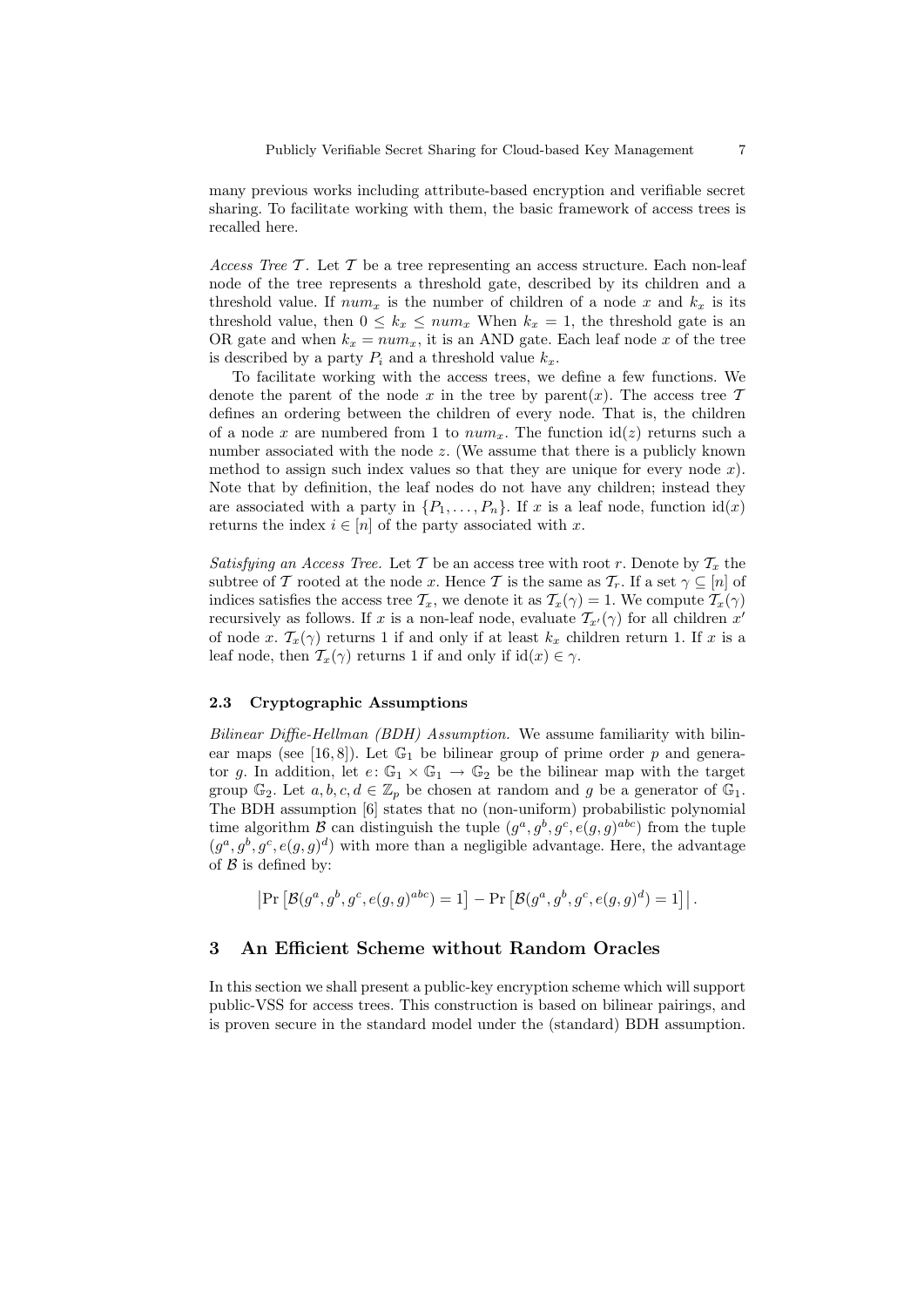many previous works including attribute-based encryption and verifiable secret sharing. To facilitate working with them, the basic framework of access trees is recalled here.

*Access Tree $\mathcal{T}$.* Let $\mathcal{T}$ be a tree representing an access structure. Each non-leaf node of the tree represents a threshold gate, described by its children and a threshold value. If $num_x$ is the number of children of a node $x$ and $k_x$ is its threshold value, then $0 \leq k_x \leq num_x$ When $k_x = 1$, the threshold gate is an OR gate and when $k_x = num_x$, it is an AND gate. Each leaf node $x$ of the tree is described by a party $P_i$ and a threshold value $k_x$.

To facilitate working with the access trees, we define a few functions. We denote the parent of the node $x$ in the tree by $\text{parent}(x)$. The access tree $\mathcal{T}$ defines an ordering between the children of every node. That is, the children of a node $x$ are numbered from 1 to $num_x$. The function $\text{id}(z)$ returns such a number associated with the node $z$. (We assume that there is a publicly known method to assign such index values so that they are unique for every node $x$). Note that by definition, the leaf nodes do not have any children; instead they are associated with a party in $\{P_1, \ldots, P_n\}$. If $x$ is a leaf node, function $\text{id}(x)$ returns the index $i \in [n]$ of the party associated with $x$.

*Satisfying an Access Tree.* Let $\mathcal{T}$ be an access tree with root $r$. Denote by $\mathcal{T}_x$ the subtree of $\mathcal{T}$ rooted at the node $x$. Hence $\mathcal{T}$ is the same as $\mathcal{T}_r$. If a set $\gamma \subseteq [n]$ of indices satisfies the access tree $\mathcal{T}_x$, we denote it as $\mathcal{T}_x(\gamma) = 1$. We compute $\mathcal{T}_x(\gamma)$ recursively as follows. If $x$ is a non-leaf node, evaluate $\mathcal{T}_{x'}(\gamma)$ for all children $x'$ of node $x$. $\mathcal{T}_x(\gamma)$ returns 1 if and only if at least $k_x$ children return 1. If $x$ is a leaf node, then $\mathcal{T}_x(\gamma)$ returns 1 if and only if $\text{id}(x) \in \gamma$.

### 2.3 Cryptographic Assumptions

*Bilinear Diffie-Hellman (BDH) Assumption.* We assume familiarity with bilinear maps (see [16, 8]). Let $\mathbb{G}_1$ be bilinear group of prime order $p$ and generator $g$. In addition, let $e\colon \mathbb{G}_1 \times \mathbb{G}_1 \rightarrow \mathbb{G}_2$ be the bilinear map with the target group $\mathbb{G}_2$. Let $a, b, c, d \in \mathbb{Z}_p$ be chosen at random and $g$ be a generator of $\mathbb{G}_1$. The BDH assumption [6] states that no (non-uniform) probabilistic polynomial time algorithm $\mathcal{B}$ can distinguish the tuple $(g^a, g^b, g^c, e(g,g)^{abc})$ from the tuple $(g^a, g^b, g^c, e(g,g)^d)$ with more than a negligible advantage. Here, the advantage of $\mathcal{B}$ is defined by:

$$\left|\Pr\left[\mathcal{B}(g^a, g^b, g^c, e(g,g)^{abc}) = 1\right] - \Pr\left[\mathcal{B}(g^a, g^b, g^c, e(g,g)^d) = 1\right]\right|.$$

## 3 An Efficient Scheme without Random Oracles

In this section we shall present a public-key encryption scheme which will support public-VSS for access trees. This construction is based on bilinear pairings, and is proven secure in the standard model under the (standard) BDH assumption.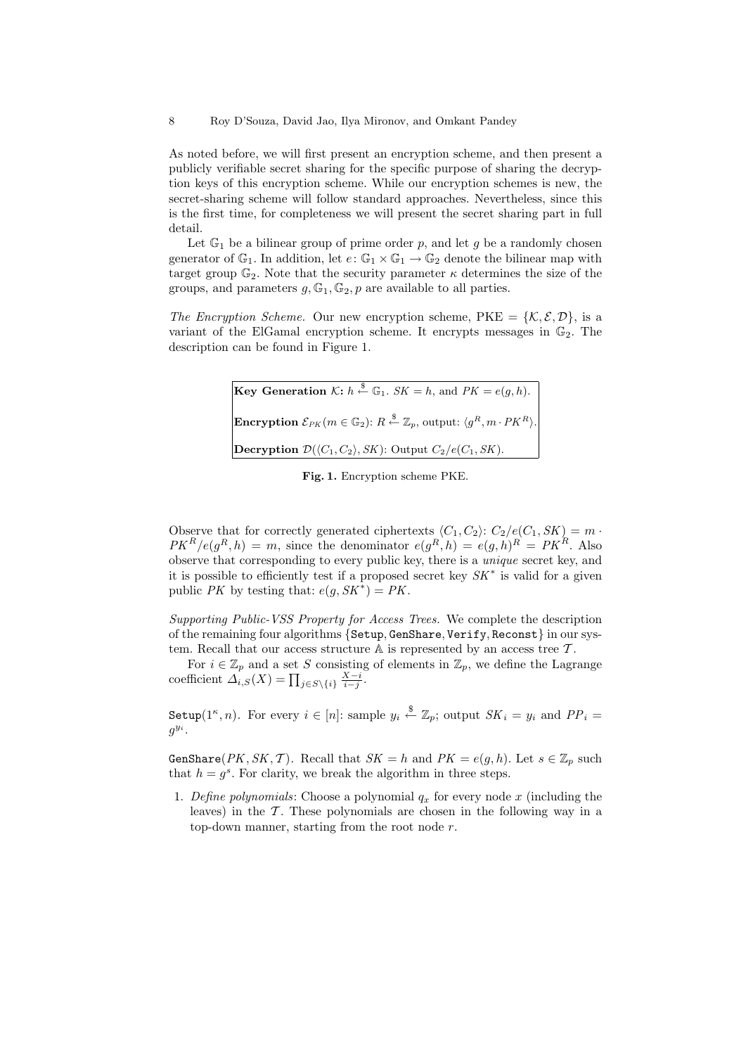As noted before, we will first present an encryption scheme, and then present a publicly verifiable secret sharing for the specific purpose of sharing the decryption keys of this encryption scheme. While our encryption schemes is new, the secret-sharing scheme will follow standard approaches. Nevertheless, since this is the first time, for completeness we will present the secret sharing part in full detail.

Let $\mathbb{G}_1$ be a bilinear group of prime order $p$, and let $g$ be a randomly chosen generator of $\mathbb{G}_1$. In addition, let $e\colon \mathbb{G}_1 \times \mathbb{G}_1 \to \mathbb{G}_2$ denote the bilinear map with target group $\mathbb{G}_2$. Note that the security parameter $\kappa$ determines the size of the groups, and parameters $g, \mathbb{G}_1, \mathbb{G}_2, p$ are available to all parties.

*The Encryption Scheme.* Our new encryption scheme, $\mathrm{PKE} = \{\mathcal{K}, \mathcal{E}, \mathcal{D}\}$, is a variant of the ElGamal encryption scheme. It encrypts messages in $\mathbb{G}_2$. The description can be found in Figure 1.

**Key Generation** $\mathcal{K}$**:** $h \xleftarrow{\$} \mathbb{G}_1$. $SK = h$, and $PK = e(g, h)$.

**Encryption** $\mathcal{E}_{PK}(m \in \mathbb{G}_2)$: $R \xleftarrow{\$} \mathbb{Z}_p$, output: $\langle g^R, m \cdot PK^R \rangle$.

**Decryption** $\mathcal{D}(\langle C_1, C_2 \rangle, SK)$: Output $C_2/e(C_1, SK)$.

**Fig. 1.** Encryption scheme PKE.

Observe that for correctly generated ciphertexts $\langle C_1, C_2 \rangle$: $C_2/e(C_1, SK) = m \cdot PK^R/e(g^R, h) = m$, since the denominator $e(g^R, h) = e(g, h)^R = PK^R$. Also observe that corresponding to every public key, there is a *unique* secret key, and it is possible to efficiently test if a proposed secret key $SK^*$ is valid for a given public $PK$ by testing that: $e(g, SK^*) = PK$.

*Supporting Public-VSS Property for Access Trees.* We complete the description of the remaining four algorithms {Setup, GenShare, Verify, Reconst} in our system. Recall that our access structure $\mathbb{A}$ is represented by an access tree $\mathcal{T}$.

For $i \in \mathbb{Z}_p$ and a set $S$ consisting of elements in $\mathbb{Z}_p$, we define the Lagrange coefficient $\Delta_{i,S}(X) = \prod_{j \in S \setminus \{i\}} \frac{X-i}{i-j}$.

$\mathtt{Setup}(1^\kappa, n)$. For every $i \in [n]$: sample $y_i \xleftarrow{\$} \mathbb{Z}_p$; output $SK_i = y_i$ and $PP_i = g^{y_i}$.

$\mathtt{GenShare}(PK, SK, \mathcal{T})$. Recall that $SK = h$ and $PK = e(g, h)$. Let $s \in \mathbb{Z}_p$ such that $h = g^s$. For clarity, we break the algorithm in three steps.

1. *Define polynomials*: Choose a polynomial $q_x$ for every node $x$ (including the leaves) in the $\mathcal{T}$. These polynomials are chosen in the following way in a top-down manner, starting from the root node $r$.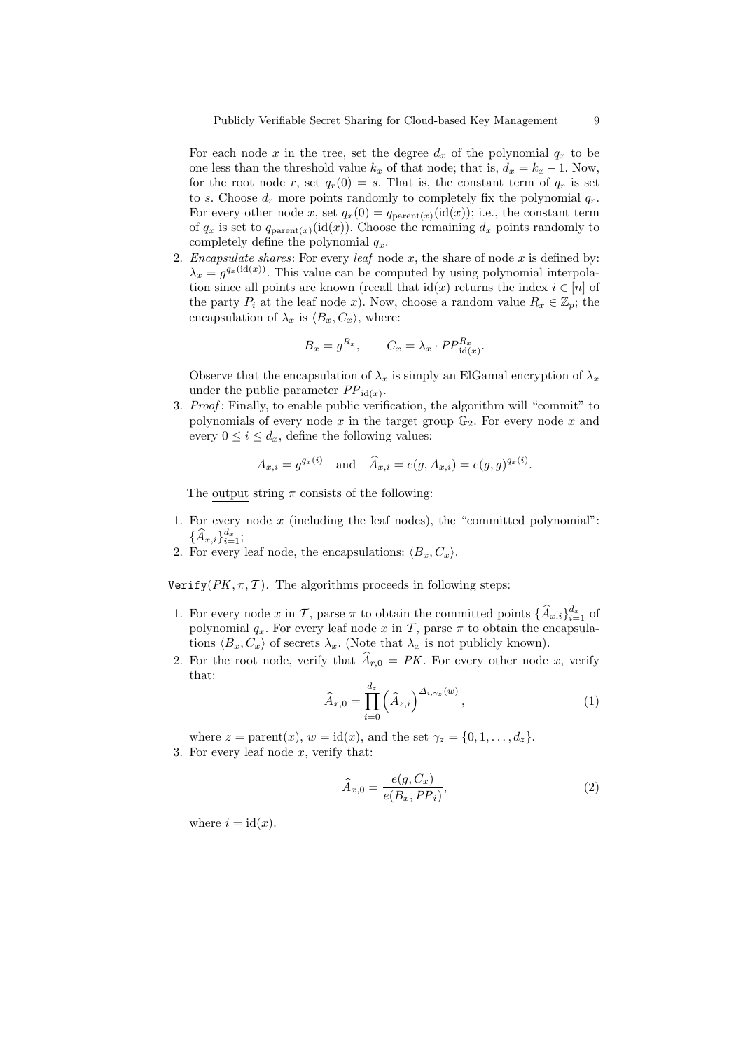For each node $x$ in the tree, set the degree $d_x$ of the polynomial $q_x$ to be one less than the threshold value $k_x$ of that node; that is, $d_x = k_x - 1$. Now, for the root node $r$, set $q_r(0) = s$. That is, the constant term of $q_r$ is set to $s$. Choose $d_r$ more points randomly to completely fix the polynomial $q_r$. For every other node $x$, set $q_x(0) = q_{\text{parent}(x)}(\text{id}(x))$; i.e., the constant term of $q_x$ is set to $q_{\text{parent}(x)}(\text{id}(x))$. Choose the remaining $d_x$ points randomly to completely define the polynomial $q_x$.

2. *Encapsulate shares*: For every *leaf* node $x$, the share of node $x$ is defined by: $\lambda_x = g^{q_x(\text{id}(x))}$. This value can be computed by using polynomial interpolation since all points are known (recall that $\text{id}(x)$ returns the index $i \in [n]$ of the party $P_i$ at the leaf node $x$). Now, choose a random value $R_x \in \mathbb{Z}_p$; the encapsulation of $\lambda_x$ is $\langle B_x, C_x \rangle$, where:

$$B_x = g^{R_x}, \qquad C_x = \lambda_x \cdot PP_{\text{id}(x)}^{R_x}.$$

Observe that the encapsulation of $\lambda_x$ is simply an ElGamal encryption of $\lambda_x$ under the public parameter $PP_{\text{id}(x)}$.

3. *Proof*: Finally, to enable public verification, the algorithm will "commit" to polynomials of every node $x$ in the target group $\mathbb{G}_2$. For every node $x$ and every $0 \leq i \leq d_x$, define the following values:

$$A_{x,i} = g^{q_x(i)} \quad \text{and} \quad \widehat{A}_{x,i} = e(g, A_{x,i}) = e(g,g)^{q_x(i)}.$$

The output string $\pi$ consists of the following:

1. For every node $x$ (including the leaf nodes), the "committed polynomial": $\{\widehat{A}_{x,i}\}_{i=1}^{d_x}$;
2. For every leaf node, the encapsulations: $\langle B_x, C_x \rangle$.

`Verify`$(PK, \pi, \mathcal{T})$. The algorithms proceeds in following steps:

1. For every node $x$ in $\mathcal{T}$, parse $\pi$ to obtain the committed points $\{\widehat{A}_{x,i}\}_{i=1}^{d_x}$ of polynomial $q_x$. For every leaf node $x$ in $\mathcal{T}$, parse $\pi$ to obtain the encapsulations $\langle B_x, C_x \rangle$ of secrets $\lambda_x$. (Note that $\lambda_x$ is not publicly known).
2. For the root node, verify that $\widehat{A}_{r,0} = PK$. For every other node $x$, verify that:

$$\widehat{A}_{x,0} = \prod_{i=0}^{d_z} \left(\widehat{A}_{z,i}\right)^{\Delta_{i,\gamma_z}(w)}, \tag{1}$$

where $z = \text{parent}(x)$, $w = \text{id}(x)$, and the set $\gamma_z = \{0, 1, \ldots, d_z\}$.

3. For every leaf node $x$, verify that:

$$\widehat{A}_{x,0} = \frac{e(g, C_x)}{e(B_x, PP_i)}, \tag{2}$$

where $i = \text{id}(x)$.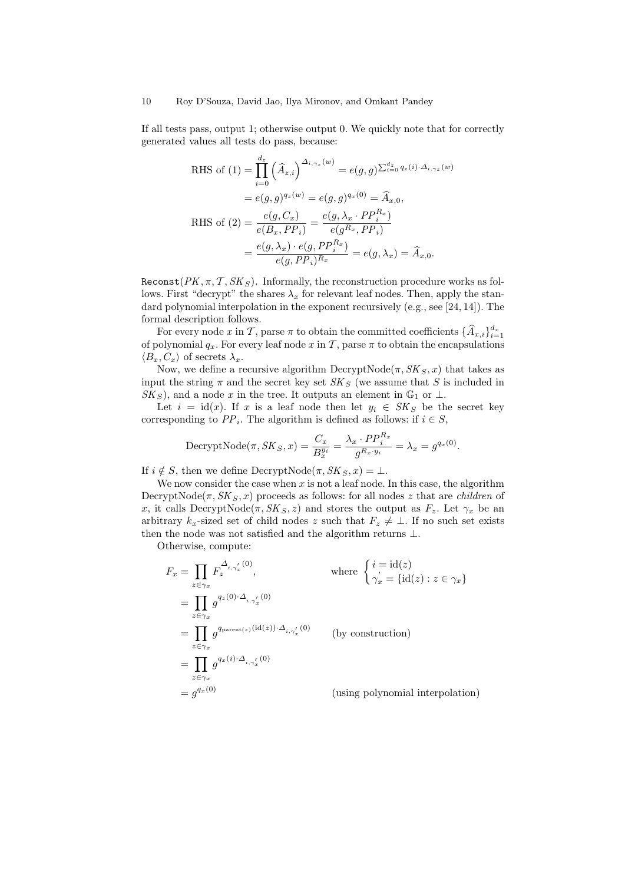If all tests pass, output 1; otherwise output 0. We quickly note that for correctly generated values all tests do pass, because:

$$
\begin{aligned}
\text{RHS of (1)} &= \prod_{i=0}^{d_z} \left(\widehat{A}_{z,i}\right)^{\Delta_{i,\gamma_z}(w)} = e(g,g)^{\sum_{i=0}^{d_z} q_z(i)\cdot\Delta_{i,\gamma_z}(w)} \\
&= e(g,g)^{q_z(w)} = e(g,g)^{q_x(0)} = \widehat{A}_{x,0}, \\
\text{RHS of (2)} &= \frac{e(g,C_x)}{e(B_x,PP_i)} = \frac{e(g,\lambda_x \cdot PP_i^{R_x})}{e(g^{R_x},PP_i)} \\
&= \frac{e(g,\lambda_x)\cdot e(g,PP_i^{R_x})}{e(g,PP_i)^{R_x}} = e(g,\lambda_x) = \widehat{A}_{x,0}.
\end{aligned}
$$

`Reconst`$(PK, \pi, \mathcal{T}, SK_S)$. Informally, the reconstruction procedure works as follows. First "decrypt" the shares $\lambda_x$ for relevant leaf nodes. Then, apply the standard polynomial interpolation in the exponent recursively (e.g., see [24, 14]). The formal description follows.

For every node $x$ in $\mathcal{T}$, parse $\pi$ to obtain the committed coefficients $\{\widehat{A}_{x,i}\}_{i=1}^{d_x}$ of polynomial $q_x$. For every leaf node $x$ in $\mathcal{T}$, parse $\pi$ to obtain the encapsulations $\langle B_x, C_x\rangle$ of secrets $\lambda_x$.

Now, we define a recursive algorithm DecryptNode$(\pi, SK_S, x)$ that takes as input the string $\pi$ and the secret key set $SK_S$ (we assume that $S$ is included in $SK_S$), and a node $x$ in the tree. It outputs an element in $\mathbb{G}_1$ or $\bot$.

Let $i = \mathrm{id}(x)$. If $x$ is a leaf node then let $y_i \in SK_S$ be the secret key corresponding to $PP_i$. The algorithm is defined as follows: if $i \in S$,

$$
\mathrm{DecryptNode}(\pi, SK_S, x) = \frac{C_x}{B_x^{y_i}} = \frac{\lambda_x \cdot PP_i^{R_x}}{g^{R_x \cdot y_i}} = \lambda_x = g^{q_x(0)}.
$$

If $i \notin S$, then we define DecryptNode$(\pi, SK_S, x) = \bot$.

We now consider the case when $x$ is not a leaf node. In this case, the algorithm DecryptNode$(\pi, SK_S, x)$ proceeds as follows: for all nodes $z$ that are *children* of $x$, it calls DecryptNode$(\pi, SK_S, z)$ and stores the output as $F_z$. Let $\gamma_x$ be an arbitrary $k_x$-sized set of child nodes $z$ such that $F_z \neq \bot$. If no such set exists then the node was not satisfied and the algorithm returns $\bot$.

Otherwise, compute:

$$
\begin{aligned}
F_x &= \prod_{z\in\gamma_x} F_z^{\Delta_{i,\gamma_x'}(0)}, && \text{where } \begin{cases} i = \mathrm{id}(z) \\ \gamma_x' = \{\mathrm{id}(z) : z \in \gamma_x\} \end{cases} \\
&= \prod_{z\in\gamma_x} g^{q_z(0)\cdot\Delta_{i,\gamma_x'}(0)} \\
&= \prod_{z\in\gamma_x} g^{q_{\mathrm{parent}(z)}(\mathrm{id}(z))\cdot\Delta_{i,\gamma_x'}(0)} && \text{(by construction)} \\
&= \prod_{z\in\gamma_x} g^{q_x(i)\cdot\Delta_{i,\gamma_x'}(0)} \\
&= g^{q_x(0)} && \text{(using polynomial interpolation)}
\end{aligned}
$$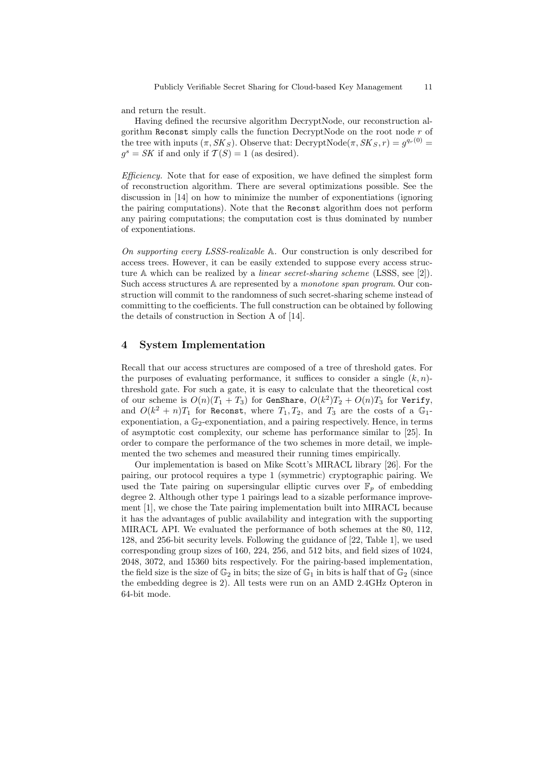and return the result.

Having defined the recursive algorithm DecryptNode, our reconstruction algorithm `Reconst` simply calls the function DecryptNode on the root node $r$ of the tree with inputs $(\pi, SK_S)$. Observe that: $\text{DecryptNode}(\pi, SK_S, r) = g^{q_r(0)} = g^s = SK$ if and only if $\mathcal{T}(S) = 1$ (as desired).

*Efficiency.* Note that for ease of exposition, we have defined the simplest form of reconstruction algorithm. There are several optimizations possible. See the discussion in [14] on how to minimize the number of exponentiations (ignoring the pairing computations). Note that the `Reconst` algorithm does not perform any pairing computations; the computation cost is thus dominated by number of exponentiations.

*On supporting every LSSS-realizable* $\mathbb{A}$. Our construction is only described for access trees. However, it can be easily extended to suppose every access structure $\mathbb{A}$ which can be realized by a *linear secret-sharing scheme* (LSSS, see [2]). Such access structures $\mathbb{A}$ are represented by a *monotone span program*. Our construction will commit to the randomness of such secret-sharing scheme instead of committing to the coefficients. The full construction can be obtained by following the details of construction in Section A of [14].

## 4 System Implementation

Recall that our access structures are composed of a tree of threshold gates. For the purposes of evaluating performance, it suffices to consider a single $(k, n)$-threshold gate. For such a gate, it is easy to calculate that the theoretical cost of our scheme is $O(n)(T_1 + T_3)$ for `GenShare`, $O(k^2)T_2 + O(n)T_3$ for `Verify`, and $O(k^2 + n)T_1$ for `Reconst`, where $T_1, T_2$, and $T_3$ are the costs of a $\mathbb{G}_1$-exponentiation, a $\mathbb{G}_2$-exponentiation, and a pairing respectively. Hence, in terms of asymptotic cost complexity, our scheme has performance similar to [25]. In order to compare the performance of the two schemes in more detail, we implemented the two schemes and measured their running times empirically.

Our implementation is based on Mike Scott's MIRACL library [26]. For the pairing, our protocol requires a type 1 (symmetric) cryptographic pairing. We used the Tate pairing on supersingular elliptic curves over $\mathbb{F}_p$ of embedding degree 2. Although other type 1 pairings lead to a sizable performance improvement [1], we chose the Tate pairing implementation built into MIRACL because it has the advantages of public availability and integration with the supporting MIRACL API. We evaluated the performance of both schemes at the 80, 112, 128, and 256-bit security levels. Following the guidance of [22, Table 1], we used corresponding group sizes of 160, 224, 256, and 512 bits, and field sizes of 1024, 2048, 3072, and 15360 bits respectively. For the pairing-based implementation, the field size is the size of $\mathbb{G}_2$ in bits; the size of $\mathbb{G}_1$ in bits is half that of $\mathbb{G}_2$ (since the embedding degree is 2). All tests were run on an AMD 2.4GHz Opteron in 64-bit mode.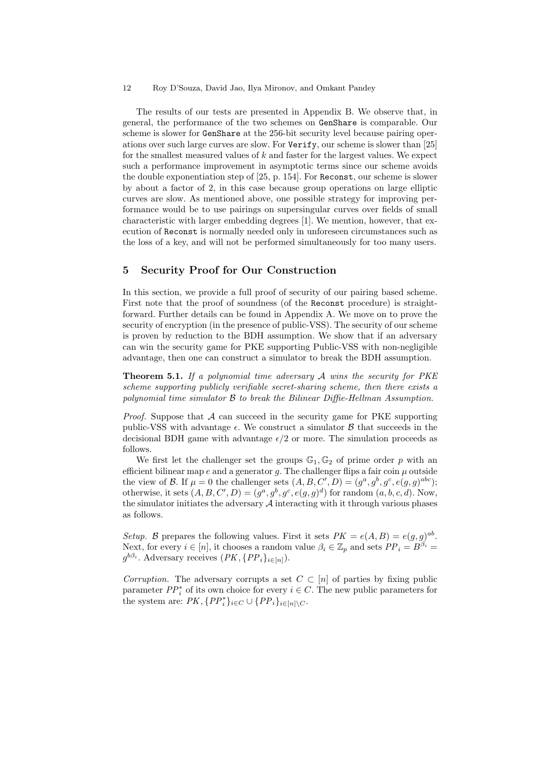The results of our tests are presented in Appendix B. We observe that, in general, the performance of the two schemes on GenShare is comparable. Our scheme is slower for GenShare at the 256-bit security level because pairing operations over such large curves are slow. For Verify, our scheme is slower than [25] for the smallest measured values of $k$ and faster for the largest values. We expect such a performance improvement in asymptotic terms since our scheme avoids the double exponentiation step of [25, p. 154]. For Reconst, our scheme is slower by about a factor of 2, in this case because group operations on large elliptic curves are slow. As mentioned above, one possible strategy for improving performance would be to use pairings on supersingular curves over fields of small characteristic with larger embedding degrees [1]. We mention, however, that execution of Reconst is normally needed only in unforeseen circumstances such as the loss of a key, and will not be performed simultaneously for too many users.

## 5 Security Proof for Our Construction

In this section, we provide a full proof of security of our pairing based scheme. First note that the proof of soundness (of the Reconst procedure) is straightforward. Further details can be found in Appendix A. We move on to prove the security of encryption (in the presence of public-VSS). The security of our scheme is proven by reduction to the BDH assumption. We show that if an adversary can win the security game for PKE supporting Public-VSS with non-negligible advantage, then one can construct a simulator to break the BDH assumption.

**Theorem 5.1.** *If a polynomial time adversary $\mathcal{A}$ wins the security for PKE scheme supporting publicly verifiable secret-sharing scheme, then there exists a polynomial time simulator $\mathcal{B}$ to break the Bilinear Diffie-Hellman Assumption.*

*Proof.* Suppose that $\mathcal{A}$ can succeed in the security game for PKE supporting public-VSS with advantage $\epsilon$. We construct a simulator $\mathcal{B}$ that succeeds in the decisional BDH game with advantage $\epsilon/2$ or more. The simulation proceeds as follows.

We first let the challenger set the groups $\mathbb{G}_1, \mathbb{G}_2$ of prime order $p$ with an efficient bilinear map $e$ and a generator $g$. The challenger flips a fair coin $\mu$ outside the view of $\mathcal{B}$. If $\mu = 0$ the challenger sets $(A, B, C', D) = (g^a, g^b, g^c, e(g,g)^{abc})$; otherwise, it sets $(A, B, C', D) = (g^a, g^b, g^c, e(g,g)^d)$ for random $(a, b, c, d)$. Now, the simulator initiates the adversary $\mathcal{A}$ interacting with it through various phases as follows.

*Setup.* $\mathcal{B}$ prepares the following values. First it sets $PK = e(A, B) = e(g,g)^{ab}$. Next, for every $i \in [n]$, it chooses a random value $\beta_i \in \mathbb{Z}_p$ and sets $PP_i = B^{\beta_i} = g^{b\beta_i}$. Adversary receives $(PK, \{PP_i\}_{i \in [n]})$.

*Corruption.* The adversary corrupts a set $C \subset [n]$ of parties by fixing public parameter $PP_i^*$ of its own choice for every $i \in C$. The new public parameters for the system are: $PK, \{PP_i^*\}_{i \in C} \cup \{PP_i\}_{i \in [n] \setminus C}$.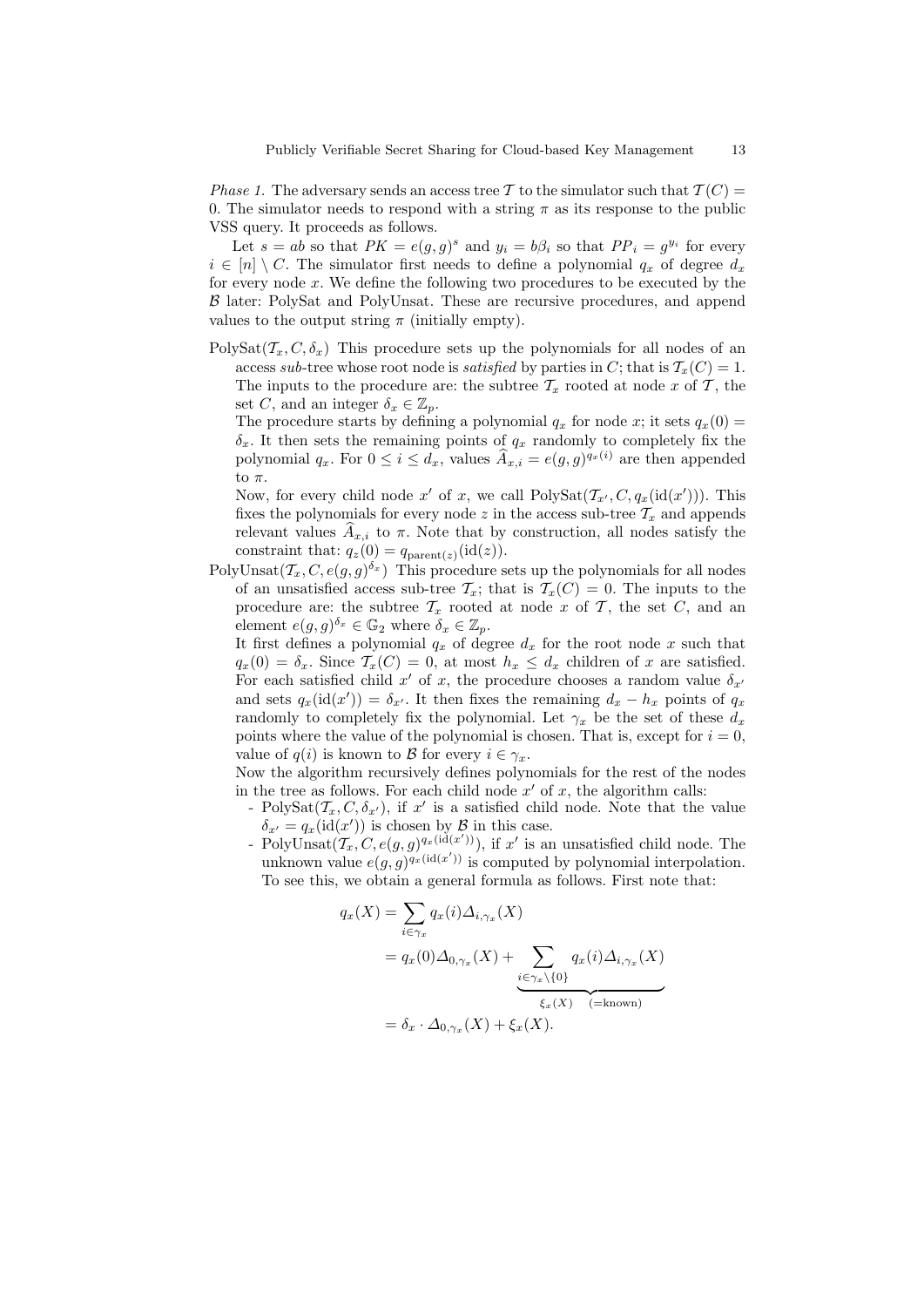*Phase 1.* The adversary sends an access tree $\mathcal{T}$ to the simulator such that $\mathcal{T}(C) = 0$. The simulator needs to respond with a string $\pi$ as its response to the public VSS query. It proceeds as follows.

Let $s = ab$ so that $PK = e(g,g)^s$ and $y_i = b\beta_i$ so that $PP_i = g^{y_i}$ for every $i \in [n] \setminus C$. The simulator first needs to define a polynomial $q_x$ of degree $d_x$ for every node $x$. We define the following two procedures to be executed by the $\mathcal{B}$ later: PolySat and PolyUnsat. These are recursive procedures, and append values to the output string $\pi$ (initially empty).

PolySat($\mathcal{T}_x, C, \delta_x$) This procedure sets up the polynomials for all nodes of an access *sub*-tree whose root node is *satisfied* by parties in $C$; that is $\mathcal{T}_x(C) = 1$. The inputs to the procedure are: the subtree $\mathcal{T}_x$ rooted at node $x$ of $\mathcal{T}$, the set $C$, and an integer $\delta_x \in \mathbb{Z}_p$.

The procedure starts by defining a polynomial $q_x$ for node $x$; it sets $q_x(0) = \delta_x$. It then sets the remaining points of $q_x$ randomly to completely fix the polynomial $q_x$. For $0 \leq i \leq d_x$, values $\widehat{A}_{x,i} = e(g,g)^{q_x(i)}$ are then appended to $\pi$.

Now, for every child node $x'$ of $x$, we call PolySat($\mathcal{T}_{x'}, C, q_x(\mathrm{id}(x'))$). This fixes the polynomials for every node $z$ in the access sub-tree $\mathcal{T}_x$ and appends relevant values $\widehat{A}_{x,i}$ to $\pi$. Note that by construction, all nodes satisfy the constraint that: $q_z(0) = q_{\mathrm{parent}(z)}(\mathrm{id}(z))$.

PolyUnsat($\mathcal{T}_x, C, e(g,g)^{\delta_x}$) This procedure sets up the polynomials for all nodes of an unsatisfied access sub-tree $\mathcal{T}_x$; that is $\mathcal{T}_x(C) = 0$. The inputs to the procedure are: the subtree $\mathcal{T}_x$ rooted at node $x$ of $\mathcal{T}$, the set $C$, and an element $e(g,g)^{\delta_x} \in \mathbb{G}_2$ where $\delta_x \in \mathbb{Z}_p$.

It first defines a polynomial $q_x$ of degree $d_x$ for the root node $x$ such that $q_x(0) = \delta_x$. Since $\mathcal{T}_x(C) = 0$, at most $h_x \leq d_x$ children of $x$ are satisfied. For each satisfied child $x'$ of $x$, the procedure chooses a random value $\delta_{x'}$ and sets $q_x(\mathrm{id}(x')) = \delta_{x'}$. It then fixes the remaining $d_x - h_x$ points of $q_x$ randomly to completely fix the polynomial. Let $\gamma_x$ be the set of these $d_x$ points where the value of the polynomial is chosen. That is, except for $i = 0$, value of $q(i)$ is known to $\mathcal{B}$ for every $i \in \gamma_x$.

Now the algorithm recursively defines polynomials for the rest of the nodes in the tree as follows. For each child node $x'$ of $x$, the algorithm calls:

- PolySat($\mathcal{T}_x, C, \delta_{x'}$), if $x'$ is a satisfied child node. Note that the value $\delta_{x'} = q_x(\mathrm{id}(x'))$ is chosen by $\mathcal{B}$ in this case.
- PolyUnsat($\mathcal{T}_x, C, e(g,g)^{q_x(\mathrm{id}(x'))}$), if $x'$ is an unsatisfied child node. The unknown value $e(g,g)^{q_x(\mathrm{id}(x'))}$ is computed by polynomial interpolation. To see this, we obtain a general formula as follows. First note that:

$$
\begin{aligned}
q_x(X) &= \sum_{i \in \gamma_x} q_x(i) \Delta_{i,\gamma_x}(X) \\
&= q_x(0)\Delta_{0,\gamma_x}(X) + \underbrace{\sum_{i \in \gamma_x \setminus \{0\}} q_x(i)\Delta_{i,\gamma_x}(X)}_{\xi_x(X) \quad (=\text{known})} \\
&= \delta_x \cdot \Delta_{0,\gamma_x}(X) + \xi_x(X).
\end{aligned}
$$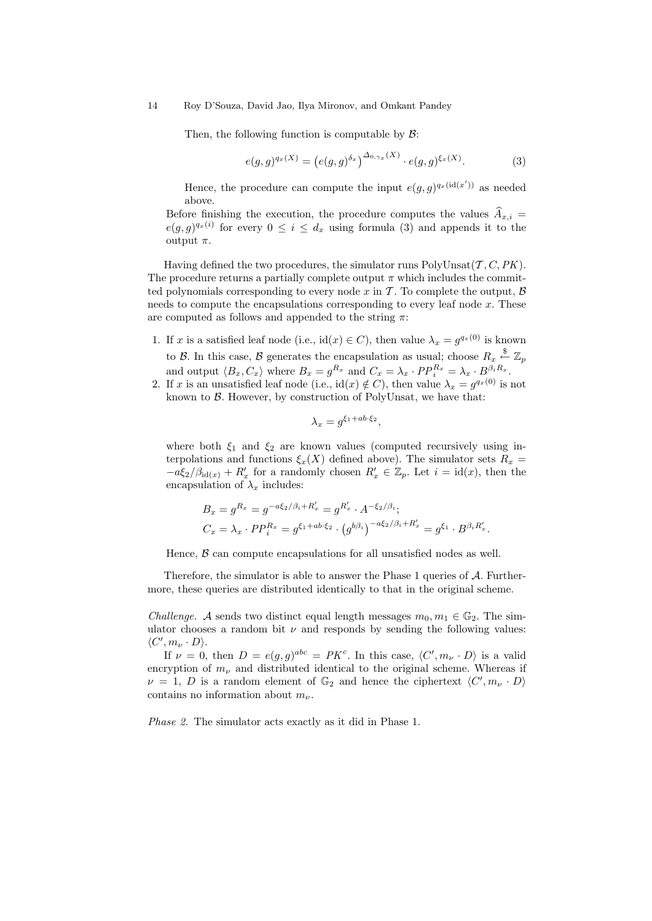Then, the following function is computable by $\mathcal{B}$:

$$e(g,g)^{q_x(X)} = \left(e(g,g)^{\delta_x}\right)^{\Delta_{0,\gamma_x}(X)} \cdot e(g,g)^{\xi_x(X)}. \tag{3}$$

Hence, the procedure can compute the input $e(g,g)^{q_x(\text{id}(x'))}$ as needed above.

Before finishing the execution, the procedure computes the values $\widehat{A}_{x,i} = e(g,g)^{q_x(i)}$ for every $0 \leq i \leq d_x$ using formula (3) and appends it to the output $\pi$.

Having defined the two procedures, the simulator runs PolyUnsat$(\mathcal{T}, C, PK)$. The procedure returns a partially complete output $\pi$ which includes the committed polynomials corresponding to every node $x$ in $\mathcal{T}$. To complete the output, $\mathcal{B}$ needs to compute the encapsulations corresponding to every leaf node $x$. These are computed as follows and appended to the string $\pi$:

1. If $x$ is a satisfied leaf node (i.e., $\text{id}(x) \in C$), then value $\lambda_x = g^{q_x(0)}$ is known to $\mathcal{B}$. In this case, $\mathcal{B}$ generates the encapsulation as usual; choose $R_x \xleftarrow{\$} \mathbb{Z}_p$ and output $\langle B_x, C_x \rangle$ where $B_x = g^{R_x}$ and $C_x = \lambda_x \cdot PP_i^{R_x} = \lambda_x \cdot B^{\beta_i R_x}$.
2. If $x$ is an unsatisfied leaf node (i.e., $\text{id}(x) \notin C$), then value $\lambda_x = g^{q_x(0)}$ is not known to $\mathcal{B}$. However, by construction of PolyUnsat, we have that:

$$\lambda_x = g^{\xi_1 + ab \cdot \xi_2},$$

where both $\xi_1$ and $\xi_2$ are known values (computed recursively using interpolations and functions $\xi_x(X)$ defined above). The simulator sets $R_x = -a\xi_2/\beta_{\text{id}(x)} + R'_x$ for a randomly chosen $R'_x \in \mathbb{Z}_p$. Let $i = \text{id}(x)$, then the encapsulation of $\lambda_x$ includes:

$$B_x = g^{R_x} = g^{-a\xi_2/\beta_i + R'_x} = g^{R'_x} \cdot A^{-\xi_2/\beta_i};$$
$$C_x = \lambda_x \cdot PP_i^{R_x} = g^{\xi_1 + ab \cdot \xi_2} \cdot \left(g^{b\beta_i}\right)^{-a\xi_2/\beta_i + R'_x} = g^{\xi_1} \cdot B^{\beta_i R'_x}.$$

Hence, $\mathcal{B}$ can compute encapsulations for all unsatisfied nodes as well.

Therefore, the simulator is able to answer the Phase 1 queries of $\mathcal{A}$. Furthermore, these queries are distributed identically to that in the original scheme.

*Challenge.* $\mathcal{A}$ sends two distinct equal length messages $m_0, m_1 \in \mathbb{G}_2$. The simulator chooses a random bit $\nu$ and responds by sending the following values: $\langle C', m_\nu \cdot D \rangle$.

If $\nu = 0$, then $D = e(g,g)^{abc} = PK^c$. In this case, $\langle C', m_\nu \cdot D \rangle$ is a valid encryption of $m_\nu$ and distributed identical to the original scheme. Whereas if $\nu = 1$, $D$ is a random element of $\mathbb{G}_2$ and hence the ciphertext $\langle C', m_\nu \cdot D \rangle$ contains no information about $m_\nu$.

*Phase 2.* The simulator acts exactly as it did in Phase 1.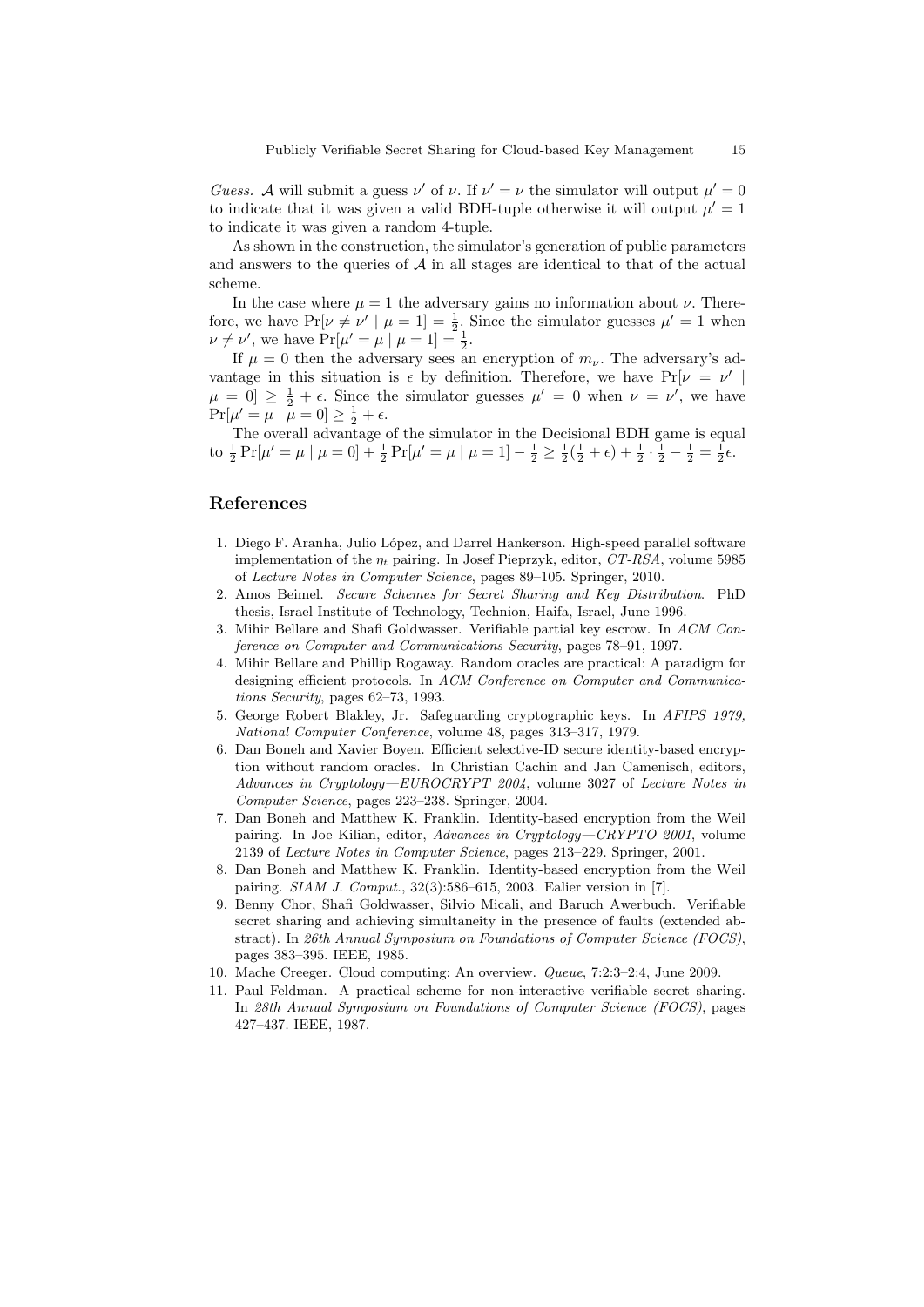*Guess.* $\mathcal{A}$ will submit a guess $\nu'$ of $\nu$. If $\nu' = \nu$ the simulator will output $\mu' = 0$ to indicate that it was given a valid BDH-tuple otherwise it will output $\mu' = 1$ to indicate it was given a random 4-tuple.

As shown in the construction, the simulator's generation of public parameters and answers to the queries of $\mathcal{A}$ in all stages are identical to that of the actual scheme.

In the case where $\mu = 1$ the adversary gains no information about $\nu$. Therefore, we have $\Pr[\nu \neq \nu' \mid \mu = 1] = \frac{1}{2}$. Since the simulator guesses $\mu' = 1$ when $\nu \neq \nu'$, we have $\Pr[\mu' = \mu \mid \mu = 1] = \frac{1}{2}$.

If $\mu = 0$ then the adversary sees an encryption of $m_\nu$. The adversary's advantage in this situation is $\epsilon$ by definition. Therefore, we have $\Pr[\nu = \nu' \mid \mu = 0] \geq \frac{1}{2} + \epsilon$. Since the simulator guesses $\mu' = 0$ when $\nu = \nu'$, we have $\Pr[\mu' = \mu \mid \mu = 0] \geq \frac{1}{2} + \epsilon$.

The overall advantage of the simulator in the Decisional BDH game is equal to $\frac{1}{2}\Pr[\mu' = \mu \mid \mu = 0] + \frac{1}{2}\Pr[\mu' = \mu \mid \mu = 1] - \frac{1}{2} \geq \frac{1}{2}(\frac{1}{2} + \epsilon) + \frac{1}{2} \cdot \frac{1}{2} - \frac{1}{2} = \frac{1}{2}\epsilon$.

## References

1. Diego F. Aranha, Julio López, and Darrel Hankerson. High-speed parallel software implementation of the $\eta_t$ pairing. In Josef Pieprzyk, editor, *CT-RSA*, volume 5985 of *Lecture Notes in Computer Science*, pages 89–105. Springer, 2010.
2. Amos Beimel. *Secure Schemes for Secret Sharing and Key Distribution*. PhD thesis, Israel Institute of Technology, Technion, Haifa, Israel, June 1996.
3. Mihir Bellare and Shafi Goldwasser. Verifiable partial key escrow. In *ACM Conference on Computer and Communications Security*, pages 78–91, 1997.
4. Mihir Bellare and Phillip Rogaway. Random oracles are practical: A paradigm for designing efficient protocols. In *ACM Conference on Computer and Communications Security*, pages 62–73, 1993.
5. George Robert Blakley, Jr. Safeguarding cryptographic keys. In *AFIPS 1979, National Computer Conference*, volume 48, pages 313–317, 1979.
6. Dan Boneh and Xavier Boyen. Efficient selective-ID secure identity-based encryption without random oracles. In Christian Cachin and Jan Camenisch, editors, *Advances in Cryptology—EUROCRYPT 2004*, volume 3027 of *Lecture Notes in Computer Science*, pages 223–238. Springer, 2004.
7. Dan Boneh and Matthew K. Franklin. Identity-based encryption from the Weil pairing. In Joe Kilian, editor, *Advances in Cryptology—CRYPTO 2001*, volume 2139 of *Lecture Notes in Computer Science*, pages 213–229. Springer, 2001.
8. Dan Boneh and Matthew K. Franklin. Identity-based encryption from the Weil pairing. *SIAM J. Comput.*, 32(3):586–615, 2003. Ealier version in [7].
9. Benny Chor, Shafi Goldwasser, Silvio Micali, and Baruch Awerbuch. Verifiable secret sharing and achieving simultaneity in the presence of faults (extended abstract). In *26th Annual Symposium on Foundations of Computer Science (FOCS)*, pages 383–395. IEEE, 1985.
10. Mache Creeger. Cloud computing: An overview. *Queue*, 7:2:3–2:4, June 2009.
11. Paul Feldman. A practical scheme for non-interactive verifiable secret sharing. In *28th Annual Symposium on Foundations of Computer Science (FOCS)*, pages 427–437. IEEE, 1987.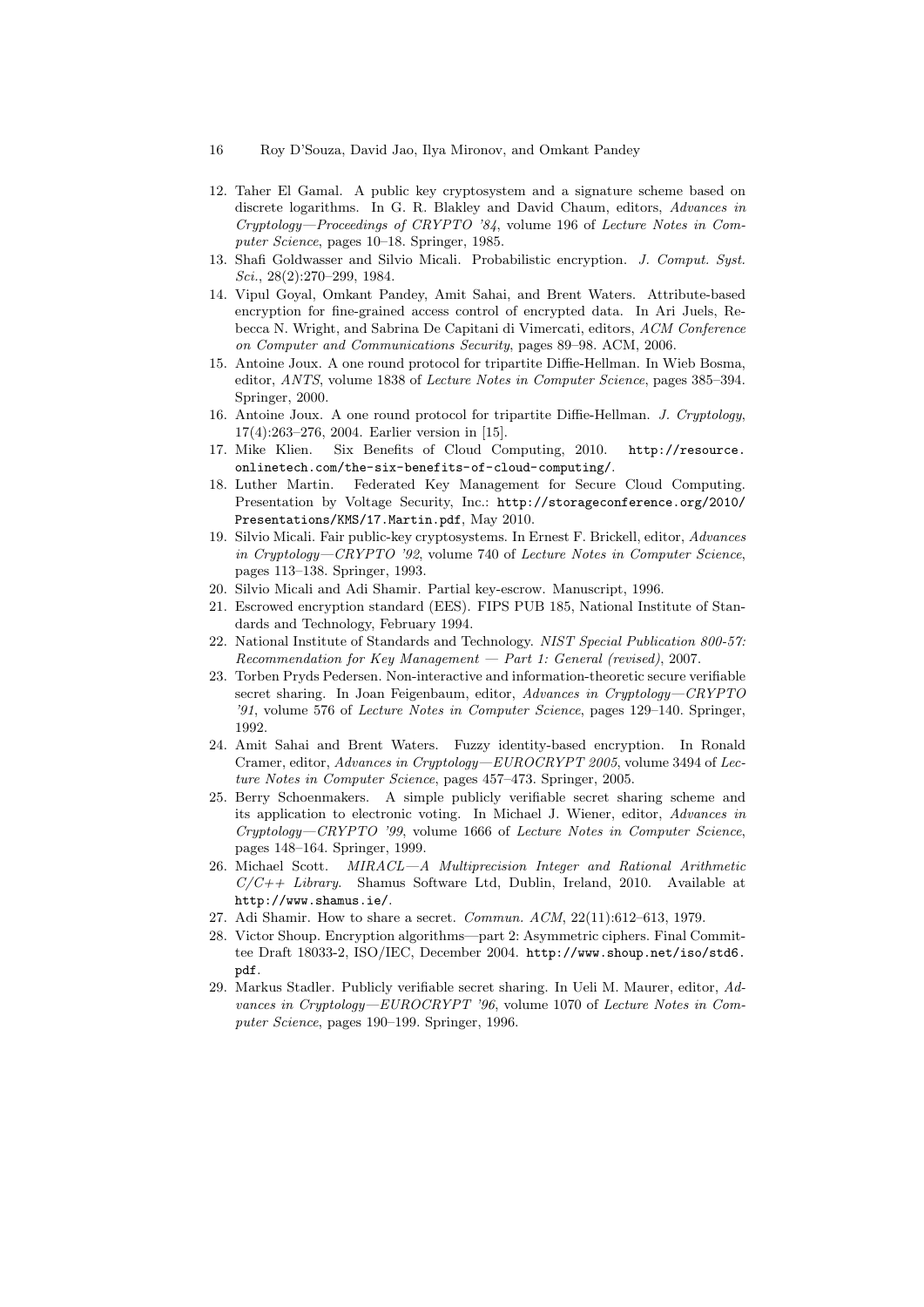12. Taher El Gamal. A public key cryptosystem and a signature scheme based on discrete logarithms. In G. R. Blakley and David Chaum, editors, *Advances in Cryptology—Proceedings of CRYPTO '84*, volume 196 of *Lecture Notes in Computer Science*, pages 10–18. Springer, 1985.
13. Shafi Goldwasser and Silvio Micali. Probabilistic encryption. *J. Comput. Syst. Sci.*, 28(2):270–299, 1984.
14. Vipul Goyal, Omkant Pandey, Amit Sahai, and Brent Waters. Attribute-based encryption for fine-grained access control of encrypted data. In Ari Juels, Rebecca N. Wright, and Sabrina De Capitani di Vimercati, editors, *ACM Conference on Computer and Communications Security*, pages 89–98. ACM, 2006.
15. Antoine Joux. A one round protocol for tripartite Diffie-Hellman. In Wieb Bosma, editor, *ANTS*, volume 1838 of *Lecture Notes in Computer Science*, pages 385–394. Springer, 2000.
16. Antoine Joux. A one round protocol for tripartite Diffie-Hellman. *J. Cryptology*, 17(4):263–276, 2004. Earlier version in [15].
17. Mike Klien. Six Benefits of Cloud Computing, 2010. `http://resource.onlinetech.com/the-six-benefits-of-cloud-computing/`.
18. Luther Martin. Federated Key Management for Secure Cloud Computing. Presentation by Voltage Security, Inc.: `http://storageconference.org/2010/Presentations/KMS/17.Martin.pdf`, May 2010.
19. Silvio Micali. Fair public-key cryptosystems. In Ernest F. Brickell, editor, *Advances in Cryptology—CRYPTO '92*, volume 740 of *Lecture Notes in Computer Science*, pages 113–138. Springer, 1993.
20. Silvio Micali and Adi Shamir. Partial key-escrow. Manuscript, 1996.
21. Escrowed encryption standard (EES). FIPS PUB 185, National Institute of Standards and Technology, February 1994.
22. National Institute of Standards and Technology. *NIST Special Publication 800-57: Recommendation for Key Management — Part 1: General (revised)*, 2007.
23. Torben Pryds Pedersen. Non-interactive and information-theoretic secure verifiable secret sharing. In Joan Feigenbaum, editor, *Advances in Cryptology—CRYPTO '91*, volume 576 of *Lecture Notes in Computer Science*, pages 129–140. Springer, 1992.
24. Amit Sahai and Brent Waters. Fuzzy identity-based encryption. In Ronald Cramer, editor, *Advances in Cryptology—EUROCRYPT 2005*, volume 3494 of *Lecture Notes in Computer Science*, pages 457–473. Springer, 2005.
25. Berry Schoenmakers. A simple publicly verifiable secret sharing scheme and its application to electronic voting. In Michael J. Wiener, editor, *Advances in Cryptology—CRYPTO '99*, volume 1666 of *Lecture Notes in Computer Science*, pages 148–164. Springer, 1999.
26. Michael Scott. *MIRACL—A Multiprecision Integer and Rational Arithmetic C/C++ Library*. Shamus Software Ltd, Dublin, Ireland, 2010. Available at `http://www.shamus.ie/`.
27. Adi Shamir. How to share a secret. *Commun. ACM*, 22(11):612–613, 1979.
28. Victor Shoup. Encryption algorithms—part 2: Asymmetric ciphers. Final Committee Draft 18033-2, ISO/IEC, December 2004. `http://www.shoup.net/iso/std6.pdf`.
29. Markus Stadler. Publicly verifiable secret sharing. In Ueli M. Maurer, editor, *Advances in Cryptology—EUROCRYPT '96*, volume 1070 of *Lecture Notes in Computer Science*, pages 190–199. Springer, 1996.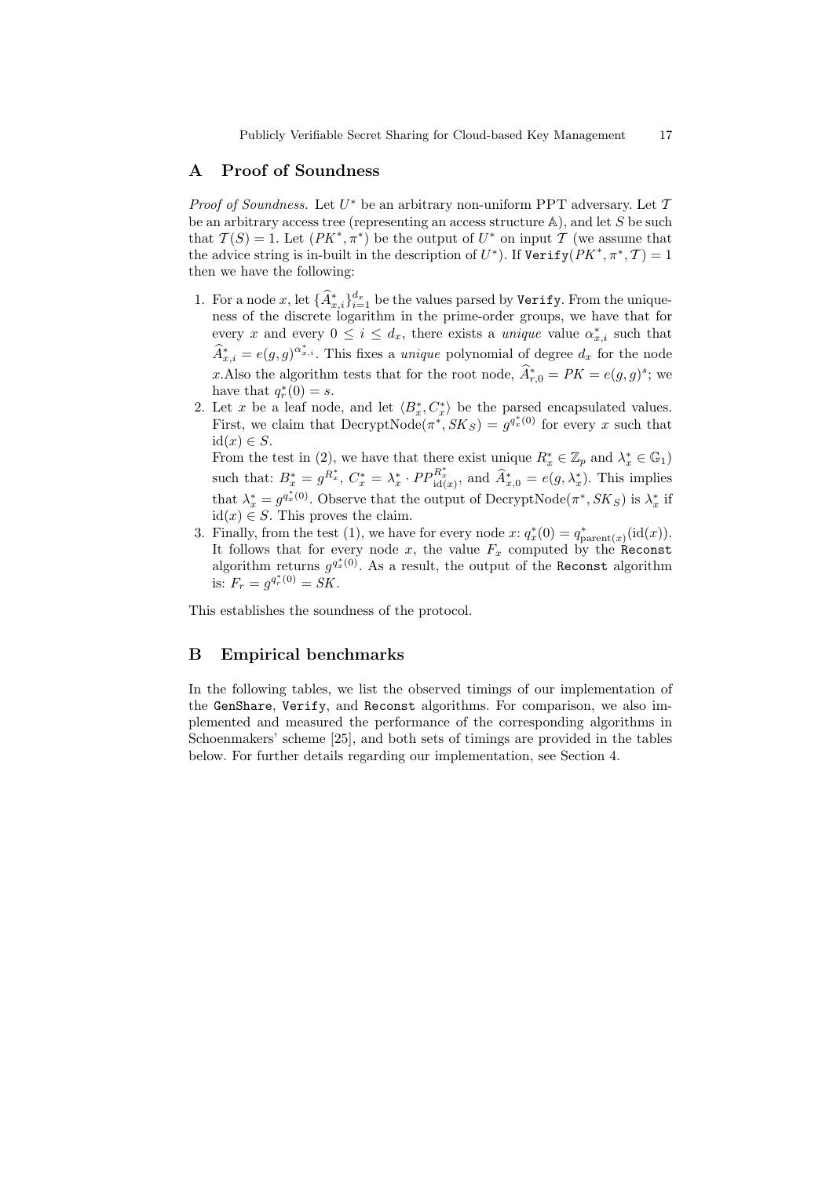## A Proof of Soundness

*Proof of Soundness.* Let $U^*$ be an arbitrary non-uniform PPT adversary. Let $\mathcal{T}$ be an arbitrary access tree (representing an access structure $\mathbb{A}$), and let $S$ be such that $\mathcal{T}(S) = 1$. Let $(PK^*, \pi^*)$ be the output of $U^*$ on input $\mathcal{T}$ (we assume that the advice string is in-built in the description of $U^*$). If $\texttt{Verify}(PK^*, \pi^*, \mathcal{T}) = 1$ then we have the following:

1. For a node $x$, let $\{\widehat{A}^*_{x,i}\}_{i=1}^{d_x}$ be the values parsed by `Verify`. From the uniqueness of the discrete logarithm in the prime-order groups, we have that for every $x$ and every $0 \leq i \leq d_x$, there exists a *unique* value $\alpha^*_{x,i}$ such that $\widehat{A}^*_{x,i} = e(g,g)^{\alpha^*_{x,i}}$. This fixes a *unique* polynomial of degree $d_x$ for the node $x$.Also the algorithm tests that for the root node, $\widehat{A}^*_{r,0} = PK = e(g,g)^s$; we have that $q^*_r(0) = s$.
2. Let $x$ be a leaf node, and let $\langle B^*_x, C^*_x \rangle$ be the parsed encapsulated values. First, we claim that $\mathrm{DecryptNode}(\pi^*, SK_S) = g^{q^*_x(0)}$ for every $x$ such that $\mathrm{id}(x) \in S$.
   From the test in (2), we have that there exist unique $R^*_x \in \mathbb{Z}_p$ and $\lambda^*_x \in \mathbb{G}_1$) such that: $B^*_x = g^{R^*_x}$, $C^*_x = \lambda^*_x \cdot PP^{R^*_x}_{\mathrm{id}(x)}$, and $\widehat{A}^*_{x,0} = e(g, \lambda^*_x)$. This implies that $\lambda^*_x = g^{q^*_x(0)}$. Observe that the output of $\mathrm{DecryptNode}(\pi^*, SK_S)$ is $\lambda^*_x$ if $\mathrm{id}(x) \in S$. This proves the claim.
3. Finally, from the test (1), we have for every node $x$: $q^*_x(0) = q^*_{\mathrm{parent}(x)}(\mathrm{id}(x))$. It follows that for every node $x$, the value $F_x$ computed by the `Reconst` algorithm returns $g^{q^*_x(0)}$. As a result, the output of the `Reconst` algorithm is: $F_r = g^{q^*_r(0)} = SK$.

This establishes the soundness of the protocol.

## B Empirical benchmarks

In the following tables, we list the observed timings of our implementation of the `GenShare`, `Verify`, and `Reconst` algorithms. For comparison, we also implemented and measured the performance of the corresponding algorithms in Schoenmakers' scheme [25], and both sets of timings are provided in the tables below. For further details regarding our implementation, see Section 4.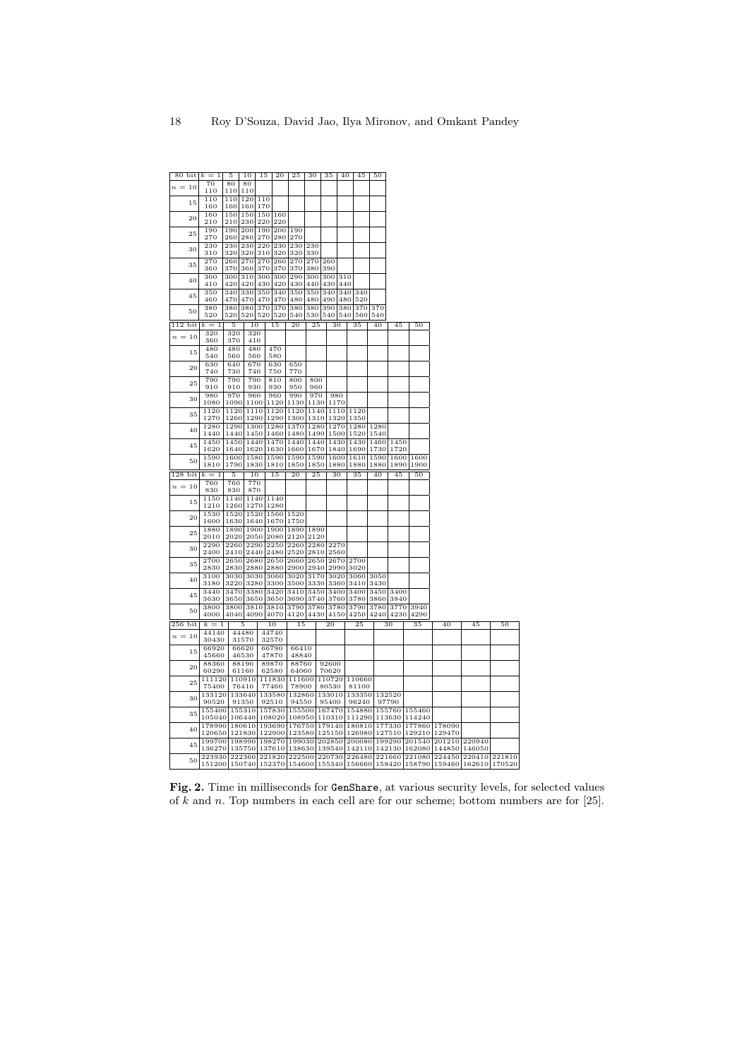| 80 bit | $k=1$ | 5 | 10 | 15 | 20 | 25 | 30 | 35 | 40 | 45 | 50 |
|---|---|---|---|---|---|---|---|---|---|---|---|
| $n=10$ | 70<br>110 | 80<br>110 | 80<br>110 | | | | | | | | |
| 15 | 110<br>160 | 110<br>160 | 120<br>160 | 110<br>170 | | | | | | | |
| 20 | 160<br>210 | 150<br>210 | 150<br>230 | 150<br>220 | 160<br>220 | | | | | | |
| 25 | 190<br>270 | 190<br>260 | 200<br>280 | 190<br>270 | 200<br>280 | 190<br>270 | | | | | |
| 30 | 230<br>310 | 230<br>320 | 230<br>320 | 220<br>310 | 230<br>320 | 230<br>320 | 230<br>330 | | | | |
| 35 | 270<br>360 | 260<br>370 | 270<br>360 | 270<br>370 | 260<br>370 | 270<br>370 | 270<br>380 | 260<br>390 | | | |
| 40 | 300<br>410 | 300<br>420 | 310<br>420 | 300<br>430 | 300<br>420 | 290<br>430 | 300<br>440 | 300<br>430 | 310<br>440 | | |
| 45 | 350<br>460 | 340<br>470 | 330<br>470 | 350<br>470 | 340<br>470 | 350<br>480 | 350<br>480 | 340<br>490 | 340<br>480 | 340<br>520 | |
| 50 | 380<br>520 | 380<br>520 | 380<br>520 | 370<br>520 | 370<br>520 | 380<br>540 | 380<br>530 | 390<br>540 | 380<br>540 | 370<br>560 | 370<br>540 |

| 112 bit | $k=1$ | 5 | 10 | 15 | 20 | 25 | 30 | 35 | 40 | 45 | 50 |
|---|---|---|---|---|---|---|---|---|---|---|---|
| $n=10$ | 320<br>360 | 320<br>370 | 320<br>410 | | | | | | | | |
| 15 | 480<br>540 | 480<br>560 | 480<br>560 | 470<br>580 | | | | | | | |
| 20 | 630<br>740 | 640<br>730 | 670<br>740 | 630<br>750 | 650<br>770 | | | | | | |
| 25 | 790<br>910 | 790<br>910 | 790<br>930 | 810<br>930 | 800<br>950 | 800<br>960 | | | | | |
| 30 | 980<br>1080 | 970<br>1090 | 960<br>1100 | 960<br>1120 | 990<br>1130 | 970<br>1130 | 980<br>1170 | | | | |
| 35 | 1120<br>1270 | 1120<br>1260 | 1110<br>1290 | 1120<br>1290 | 1120<br>1300 | 1140<br>1310 | 1110<br>1320 | 1120<br>1350 | | | |
| 40 | 1280<br>1440 | 1290<br>1440 | 1300<br>1450 | 1280<br>1460 | 1370<br>1480 | 1280<br>1490 | 1270<br>1500 | 1280<br>1520 | 1280<br>1540 | | |
| 45 | 1450<br>1620 | 1450<br>1640 | 1440<br>1620 | 1470<br>1630 | 1440<br>1660 | 1440<br>1670 | 1430<br>1840 | 1430<br>1690 | 1460<br>1730 | 1450<br>1720 | |
| 50 | 1590<br>1810 | 1600<br>1790 | 1580<br>1830 | 1590<br>1810 | 1590<br>1850 | 1590<br>1850 | 1600<br>1880 | 1610<br>1880 | 1590<br>1880 | 1600<br>1890 | 1600<br>1900 |

| 128 bit | $k=1$ | 5 | 10 | 15 | 20 | 25 | 30 | 35 | 40 | 45 | 50 |
|---|---|---|---|---|---|---|---|---|---|---|---|
| $n=10$ | 760<br>830 | 760<br>830 | 770<br>870 | | | | | | | | |
| 15 | 1150<br>1210 | 1140<br>1260 | 1140<br>1270 | 1140<br>1280 | | | | | | | |
| 20 | 1530<br>1600 | 1520<br>1630 | 1520<br>1640 | 1560<br>1670 | 1520<br>1750 | | | | | | |
| 25 | 1880<br>2010 | 1890<br>2020 | 1900<br>2050 | 1900<br>2080 | 1890<br>2120 | 1890<br>2120 | | | | | |
| 30 | 2290<br>2400 | 2260<br>2410 | 2290<br>2440 | 2250<br>2480 | 2260<br>2520 | 2280<br>2810 | 2270<br>2560 | | | | |
| 35 | 2700<br>2830 | 2650<br>2830 | 2680<br>2880 | 2650<br>2880 | 2660<br>2900 | 2650<br>2940 | 2670<br>2990 | 2700<br>3020 | | | |
| 40 | 3100<br>3180 | 3030<br>3220 | 3030<br>3280 | 3060<br>3300 | 3020<br>3500 | 3170<br>3330 | 3020<br>3360 | 3060<br>3410 | 3050<br>3430 | | |
| 45 | 3440<br>3630 | 3470<br>3650 | 3380<br>3650 | 3420<br>3650 | 3410<br>3690 | 3450<br>3740 | 3400<br>3760 | 3400<br>3780 | 3450<br>3860 | 3400<br>3840 | |
| 50 | 3800<br>4000 | 3800<br>4040 | 3810<br>4090 | 3810<br>4070 | 3790<br>4120 | 3780<br>4430 | 3780<br>4150 | 3790<br>4250 | 3780<br>4240 | 3770<br>4230 | 3940<br>4290 |

| 256 bit | $k=1$ | 5 | 10 | 15 | 20 | 25 | 30 | 35 | 40 | 45 | 50 |
|---|---|---|---|---|---|---|---|---|---|---|---|
| $n=10$ | 44140<br>30430 | 44480<br>31570 | 44740<br>32570 | | | | | | | | |
| 15 | 66920<br>45660 | 66620<br>46530 | 66790<br>47870 | 66410<br>48840 | | | | | | | |
| 20 | 88360<br>60290 | 88190<br>61160 | 89870<br>62580 | 88760<br>64060 | 92600<br>70620 | | | | | | |
| 25 | 111120<br>75400 | 110910<br>76410 | 111830<br>77460 | 111600<br>78900 | 110720<br>80530 | 110660<br>81100 | | | | | |
| 30 | 133120<br>90520 | 133640<br>91350 | 133580<br>92510 | 132860<br>94550 | 133010<br>95400 | 133350<br>96240 | 132520<br>97790 | | | | |
| 35 | 155400<br>105040 | 155310<br>106440 | 157830<br>108020 | 155500<br>108950 | 167470<br>110310 | 154880<br>111290 | 155760<br>113630 | 155460<br>114240 | | | |
| 40 | 178990<br>120650 | 180610<br>121830 | 193690<br>122900 | 176750<br>123580 | 179140<br>125150 | 180810<br>126980 | 177330<br>127510 | 177860<br>129210 | 178090<br>129470 | | |
| 45 | 199700<br>136270 | 198990<br>135750 | 198270<br>137610 | 199030<br>138630 | 202850<br>139540 | 200080<br>142110 | 199290<br>142130 | 201540<br>162080 | 201210<br>144850 | 220940<br>146050 | |
| 50 | 223930<br>151200 | 222360<br>150740 | 221820<br>152370 | 222500<br>154600 | 220730<br>155340 | 226480<br>156660 | 221660<br>158420 | 221080<br>158790 | 224450<br>159460 | 220410<br>162610 | 221810<br>170520 |

**Fig. 2.** Time in milliseconds for `GenShare`, at various security levels, for selected values of $k$ and $n$. Top numbers in each cell are for our scheme; bottom numbers are for [25].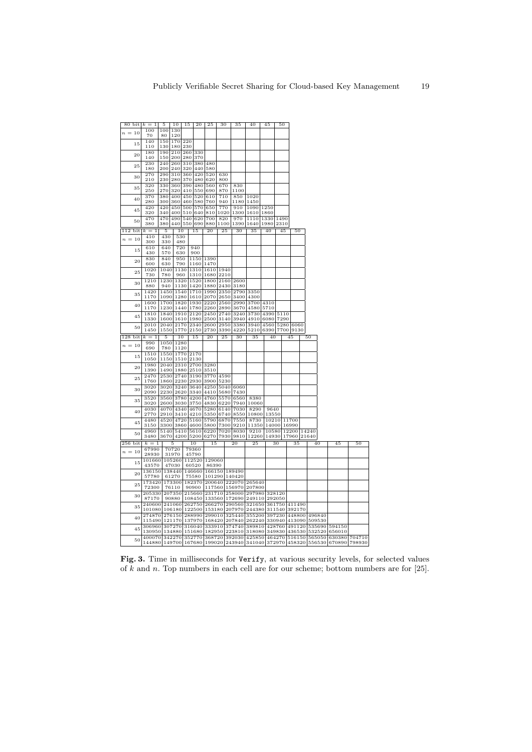| 80 bit | $k=1$ | 5 | 10 | 15 | 20 | 25 | 30 | 35 | 40 | 45 | 50 |
|---|---|---|---|---|---|---|---|---|---|---|---|
| $n=10$ | 100<br>70 | 100<br>80 | 130<br>120 | | | | | | | | |
| 15 | 140<br>110 | 150<br>130 | 170<br>180 | 220<br>230 | | | | | | | |
| 20 | 180<br>140 | 190<br>150 | 210<br>200 | 260<br>280 | 330<br>370 | | | | | | |
| 25 | 230<br>180 | 240<br>200 | 260<br>240 | 310<br>320 | 380<br>440 | 480<br>580 | | | | | |
| 30 | 270<br>210 | 290<br>230 | 310<br>280 | 360<br>370 | 420<br>480 | 520<br>620 | 630<br>800 | | | | |
| 35 | 320<br>250 | 330<br>270 | 360<br>320 | 390<br>410 | 480<br>550 | 560<br>690 | 670<br>870 | 830<br>1100 | | | |
| 40 | 370<br>280 | 380<br>300 | 400<br>360 | 450<br>460 | 520<br>580 | 610<br>760 | 710<br>940 | 850<br>1180 | 1020<br>1450 | | |
| 45 | 420<br>320 | 420<br>340 | 450<br>400 | 500<br>510 | 570<br>640 | 650<br>810 | 770<br>1020 | 910<br>1300 | 1090<br>1610 | 1250<br>1860 | |
| 50 | 470<br>380 | 470<br>380 | 490<br>440 | 540<br>550 | 620<br>690 | 700<br>880 | 820<br>1100 | 970<br>1390 | 1110<br>1640 | 1330<br>1980 | 1490<br>2310 |

| 112 bit | $k=1$ | 5 | 10 | 15 | 20 | 25 | 30 | 35 | 40 | 45 | 50 |
|---|---|---|---|---|---|---|---|---|---|---|---|
| $n=10$ | 410<br>300 | 430<br>330 | 530<br>480 | | | | | | | | |
| 15 | 610<br>430 | 640<br>570 | 720<br>630 | 940<br>900 | | | | | | | |
| 20 | 830<br>600 | 840<br>630 | 950<br>790 | 1150<br>1160 | 1390<br>1470 | | | | | | |
| 25 | 1020<br>730 | 1040<br>780 | 1130<br>960 | 1310<br>1310 | 1610<br>1680 | 1940<br>2210 | | | | | |
| 30 | 1210<br>880 | 1230<br>940 | 1320<br>1130 | 1520<br>1420 | 1800<br>1880 | 2160<br>2430 | 2600<br>3180 | | | | |
| 35 | 1420<br>1170 | 1450<br>1090 | 1540<br>1280 | 1710<br>1610 | 1990<br>2070 | 2350<br>2650 | 2790<br>3400 | 3350<br>4300 | | | |
| 40 | 1600<br>1170 | 1700<br>1230 | 1820<br>1440 | 1930<br>1780 | 2220<br>2260 | 2560<br>2890 | 2990<br>3670 | 3700<br>4580 | 4310<br>5710 | | |
| 45 | 1810<br>1330 | 1840<br>1600 | 1910<br>1610 | 2120<br>1980 | 2450<br>2500 | 2740<br>3140 | 3240<br>3940 | 3730<br>4910 | 4390<br>6080 | 5110<br>7290 | |
| 50 | 2010<br>1450 | 2040<br>1550 | 2170<br>1770 | 2340<br>2150 | 2600<br>2730 | 2950<br>3390 | 3380<br>4220 | 3940<br>5210 | 4560<br>6390 | 5280<br>7700 | 6060<br>9130 |

| 128 bit | $k=1$ | 5 | 10 | 15 | 20 | 25 | 30 | 35 | 40 | 45 | 50 |
|---|---|---|---|---|---|---|---|---|---|---|---|
| $n=10$ | 990<br>690 | 1050<br>780 | 1280<br>1120 | | | | | | | | |
| 15 | 1510<br>1050 | 1550<br>1150 | 1770<br>1510 | 2170<br>2130 | | | | | | | |
| 20 | 1980<br>1390 | 2040<br>1490 | 2310<br>1880 | 2700<br>2510 | 3280<br>3510 | | | | | | |
| 25 | 2470<br>1760 | 2530<br>1860 | 2740<br>2230 | 3190<br>2930 | 3770<br>3900 | 4590<br>5230 | | | | | |
| 30 | 3020<br>2090 | 3020<br>2230 | 3240<br>2620 | 3640<br>3340 | 4250<br>4410 | 5040<br>5680 | 6060<br>7430 | | | | |
| 35 | 3520<br>3020 | 3560<br>2600 | 3780<br>3030 | 4200<br>3750 | 4760<br>4830 | 5570<br>6220 | 6560<br>7940 | 8380<br>10060 | | | |
| 40 | 4030<br>2770 | 4070<br>2910 | 4340<br>3410 | 4670<br>4210 | 5280<br>5350 | 6140<br>6740 | 7030<br>8550 | 8290<br>10800 | 9640<br>13550 | | |
| 45 | 4480<br>3150 | 4520<br>3300 | 4720<br>3860 | 5160<br>4600 | 5790<br>5800 | 6870<br>7300 | 7550<br>9210 | 8730<br>11350 | 10210<br>14000 | 11700<br>16990 | |
| 50 | 4960<br>3480 | 5140<br>3670 | 5410<br>4200 | 5610<br>5200 | 6220<br>6270 | 7020<br>7930 | 8030<br>9810 | 9210<br>12260 | 10580<br>14930 | 12200<br>17960 | 14240<br>21640 |

| 256 bit | $k=1$ | 5 | 10 | 15 | 20 | 25 | 30 | 35 | 40 | 45 | 50 |
|---|---|---|---|---|---|---|---|---|---|---|---|
| $n=10$ | 67990<br>28930 | 70720<br>31970 | 79360<br>45790 | | | | | | | | |
| 15 | 101660<br>43570 | 105260<br>47030 | 112520<br>60520 | 129060<br>86390 | | | | | | | |
| 20 | 136150<br>57780 | 138440<br>61270 | 146660<br>75580 | 166150<br>101290 | 189490<br>140420 | | | | | | |
| 25 | 173420<br>72300 | 173300<br>76110 | 182370<br>90900 | 200640<br>117560 | 222070<br>156970 | 265640<br>207800 | | | | | |
| 30 | 205330<br>87170 | 207350<br>90880 | 215660<br>108450 | 231710<br>133560 | 258000<br>172690 | 297980<br>249110 | 328120<br>292050 | | | | |
| 35 | 240600<br>101080 | 241060<br>106180 | 262750<br>122500 | 266270<br>153180 | 290560<br>207970 | 321650<br>244380 | 361750<br>311540 | 411490<br>392170 | | | |
| 40 | 274870<br>115490 | 276150<br>121170 | 288990<br>137970 | 299010<br>168420 | 325440<br>207840 | 355200<br>262240 | 397230<br>330940 | 448800<br>413090 | 496840<br>509530 | | |
| 45 | 306960<br>130950 | 307270<br>134880 | 316040<br>151680 | 333910<br>182950 | 374740<br>223810 | 389810<br>318080 | 428760<br>349830 | 491120<br>436530 | 535690<br>532520 | 594150<br>656010 | |
| 50 | 400070<br>144880 | 342270<br>149700 | 352770<br>167680 | 368720<br>199020 | 392030<br>243940 | 425850<br>341040 | 464270<br>372970 | 516150<br>458320 | 565050<br>556530 | 630380<br>670890 | 704710<br>798930 |

**Fig. 3.** Time in milliseconds for Verify, at various security levels, for selected values of $k$ and $n$. Top numbers in each cell are for our scheme; bottom numbers are for [25].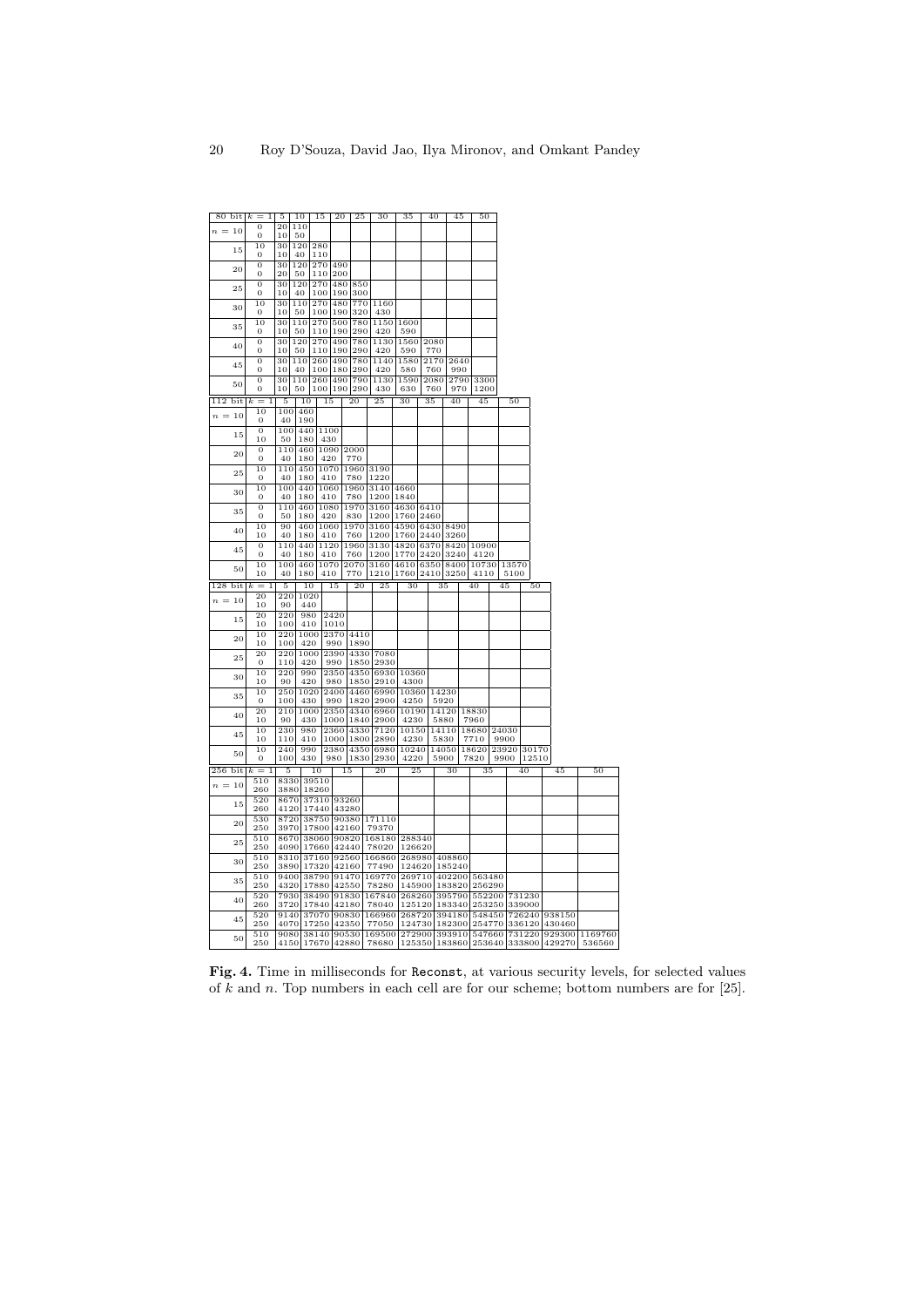| 80 bit | $k=1$ | 5 | 10 | 15 | 20 | 25 | 30 | 35 | 40 | 45 | 50 |
|---|---|---|---|---|---|---|---|---|---|---|---|
| $n=10$ | 0 / 0 | 20 / 10 | 110 / 50 | | | | | | | | |
| 15 | 10 / 0 | 30 / 10 | 120 / 40 | 280 / 110 | | | | | | | |
| 20 | 0 / 0 | 30 / 20 | 120 / 50 | 270 / 110 | 490 / 200 | | | | | | |
| 25 | 0 / 0 | 30 / 10 | 120 / 40 | 270 / 100 | 480 / 190 | 850 / 300 | | | | | |
| 30 | 10 / 0 | 30 / 10 | 110 / 50 | 270 / 100 | 480 / 190 | 770 / 320 | 1160 / 430 | | | | |
| 35 | 10 / 0 | 30 / 10 | 110 / 50 | 270 / 110 | 500 / 190 | 780 / 290 | 1150 / 420 | 1600 / 590 | | | |
| 40 | 0 / 0 | 30 / 10 | 120 / 50 | 270 / 110 | 490 / 190 | 780 / 290 | 1130 / 420 | 1560 / 590 | 2080 / 770 | | |
| 45 | 0 / 0 | 30 / 10 | 110 / 40 | 260 / 100 | 490 / 180 | 780 / 290 | 1140 / 420 | 1580 / 580 | 2170 / 760 | 2640 / 990 | |
| 50 | 0 / 0 | 30 / 10 | 110 / 50 | 260 / 100 | 490 / 190 | 790 / 290 | 1130 / 430 | 1590 / 630 | 2080 / 760 | 2790 / 970 | 3300 / 1200 |

| 112 bit | $k=1$ | 5 | 10 | 15 | 20 | 25 | 30 | 35 | 40 | 45 | 50 |
|---|---|---|---|---|---|---|---|---|---|---|---|
| $n=10$ | 10 / 0 | 100 / 40 | 460 / 190 | | | | | | | | |
| 15 | 0 / 10 | 100 / 50 | 440 / 180 | 1100 / 430 | | | | | | | |
| 20 | 0 / 0 | 110 / 40 | 460 / 180 | 1090 / 420 | 2000 / 770 | | | | | | |
| 25 | 10 / 0 | 110 / 40 | 450 / 180 | 1070 / 410 | 1960 / 780 | 3190 / 1220 | | | | | |
| 30 | 10 / 0 | 100 / 40 | 440 / 180 | 1060 / 410 | 1960 / 780 | 3140 / 1200 | 4660 / 1840 | | | | |
| 35 | 0 / 0 | 110 / 50 | 460 / 180 | 1080 / 420 | 1970 / 830 | 3160 / 1200 | 4630 / 1760 | 6410 / 2460 | | | |
| 40 | 10 / 10 | 90 / 40 | 460 / 180 | 1060 / 410 | 1970 / 760 | 3160 / 1200 | 4590 / 1760 | 6430 / 2440 | 8490 / 3260 | | |
| 45 | 0 / 0 | 110 / 40 | 440 / 180 | 1120 / 410 | 1960 / 760 | 3130 / 1200 | 4820 / 1770 | 6370 / 2420 | 8420 / 3240 | 10900 / 4120 | |
| 50 | 10 / 10 | 100 / 40 | 460 / 180 | 1070 / 410 | 2070 / 770 | 3160 / 1210 | 4610 / 1760 | 6350 / 2410 | 8400 / 3250 | 10730 / 4110 | 13570 / 5100 |

| 128 bit | $k=1$ | 5 | 10 | 15 | 20 | 25 | 30 | 35 | 40 | 45 | 50 |
|---|---|---|---|---|---|---|---|---|---|---|---|
| $n=10$ | 20 / 10 | 220 / 90 | 1020 / 440 | | | | | | | | |
| 15 | 20 / 10 | 220 / 100 | 980 / 410 | 2420 / 1010 | | | | | | | |
| 20 | 10 / 10 | 220 / 100 | 1000 / 420 | 2370 / 990 | 4410 / 1890 | | | | | | |
| 25 | 20 / 0 | 220 / 110 | 1000 / 420 | 2390 / 990 | 4330 / 1850 | 7080 / 2930 | | | | | |
| 30 | 10 / 10 | 220 / 90 | 990 / 420 | 2350 / 980 | 4350 / 1850 | 6930 / 2910 | 10360 / 4300 | | | | |
| 35 | 10 / 0 | 250 / 100 | 1020 / 430 | 2400 / 990 | 4460 / 1820 | 6990 / 2900 | 10360 / 4250 | 14230 / 5920 | | | |
| 40 | 20 / 10 | 210 / 90 | 1000 / 430 | 2350 / 1000 | 4340 / 1840 | 6960 / 2900 | 10190 / 4230 | 14120 / 5880 | 18830 / 7960 | | |
| 45 | 10 / 10 | 230 / 110 | 980 / 410 | 2360 / 1000 | 4330 / 1800 | 7120 / 2890 | 10150 / 4230 | 14110 / 5830 | 18680 / 7710 | 24030 / 9900 | |
| 50 | 10 / 0 | 240 / 100 | 990 / 430 | 2380 / 980 | 4350 / 1830 | 6980 / 2930 | 10240 / 4220 | 14050 / 5900 | 18620 / 7820 | 23920 / 9900 | 30170 / 12510 |

| 256 bit | $k=1$ | 5 | 10 | 15 | 20 | 25 | 30 | 35 | 40 | 45 | 50 |
|---|---|---|---|---|---|---|---|---|---|---|---|
| $n=10$ | 510 / 260 | 8330 / 3880 | 39510 / 18260 | | | | | | | | |
| 15 | 520 / 260 | 8670 / 4120 | 37310 / 17440 | 93260 / 43280 | | | | | | | |
| 20 | 530 / 250 | 8720 / 3970 | 38750 / 17800 | 90380 / 42160 | 171110 / 79370 | | | | | | |
| 25 | 510 / 250 | 8670 / 4090 | 38060 / 17660 | 90820 / 42440 | 168180 / 78020 | 288340 / 126620 | | | | | |
| 30 | 510 / 250 | 8310 / 3890 | 37160 / 17320 | 92560 / 42160 | 166860 / 77490 | 268980 / 124620 | 408860 / 185240 | | | | |
| 35 | 510 / 250 | 9400 / 4320 | 38790 / 17880 | 91470 / 42550 | 169770 / 78280 | 269710 / 145900 | 402200 / 183820 | 563480 / 256290 | | | |
| 40 | 520 / 260 | 7930 / 3720 | 38490 / 17840 | 91830 / 42180 | 167840 / 78040 | 268260 / 125120 | 395790 / 183340 | 552200 / 253250 | 731230 / 339000 | | |
| 45 | 520 / 250 | 9140 / 4070 | 37070 / 17250 | 90830 / 42350 | 166960 / 77050 | 268720 / 124730 | 394180 / 182300 | 548450 / 254770 | 726240 / 336120 | 938150 / 430460 | |
| 50 | 510 / 250 | 9080 / 4150 | 38140 / 17670 | 90530 / 42880 | 169500 / 78680 | 272900 / 125350 | 393910 / 183860 | 547660 / 253640 | 731220 / 333800 | 929300 / 429270 | 1169760 / 536560 |

**Fig. 4.** Time in milliseconds for Reconst, at various security levels, for selected values of $k$ and $n$. Top numbers in each cell are for our scheme; bottom numbers are for [25].